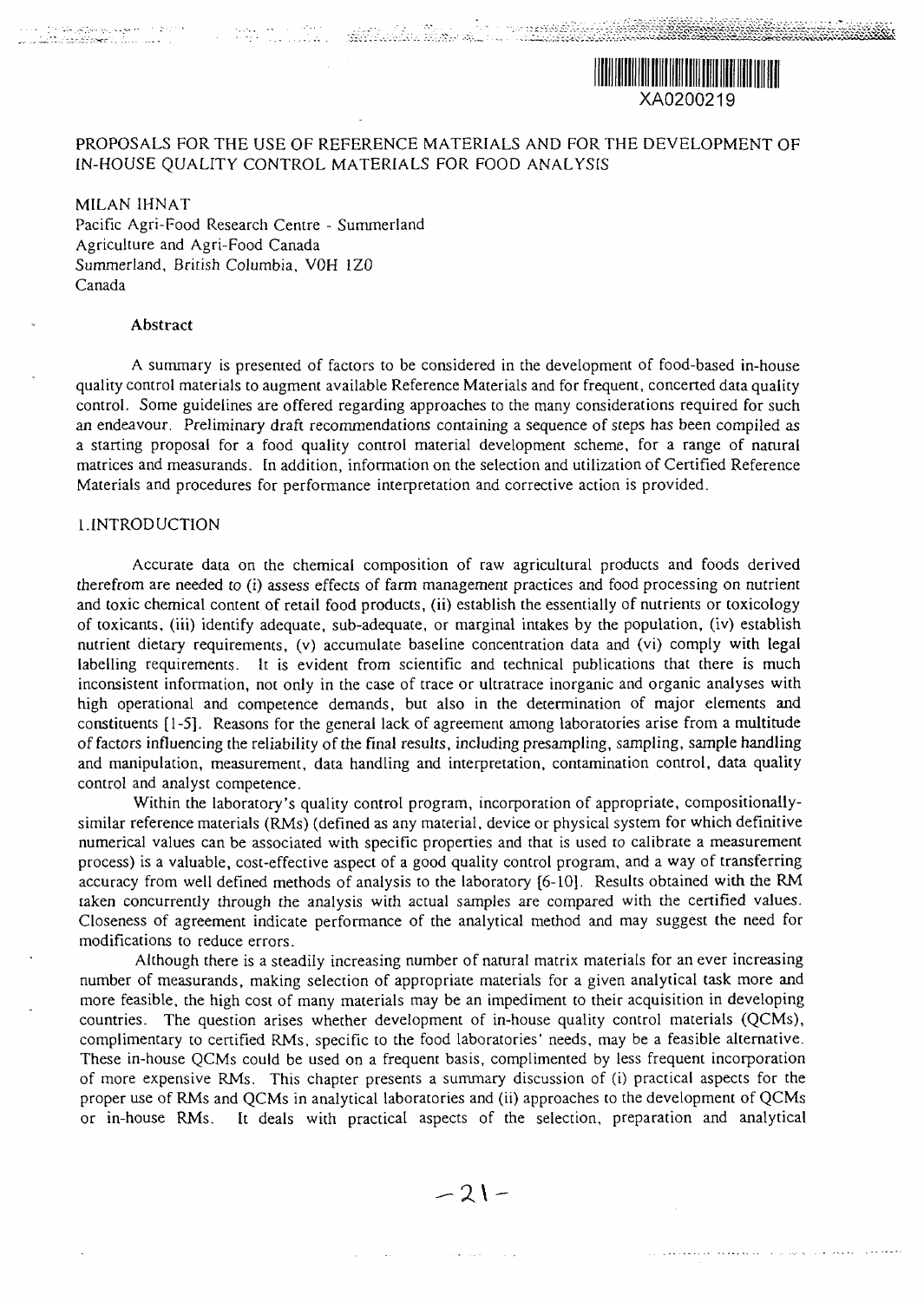XA0200219

# PROPOSALS FOR THE USE OF REFERENCE MATERIALS AND FOR THE DEVELOPMENT OF IN-HOUSE QUALITY CONTROL MATERIALS FOR FOOD ANALYSIS

MILAN IHNAT
Pacific Agri-Food Research Centre - Summerland
Agriculture and Agri-Food Canada
Summerland, British Columbia, V0H 1Z0
Canada

### Abstract

A summary is presented of factors to be considered in the development of food-based in-house quality control materials to augment available Reference Materials and for frequent, concerted data quality control. Some guidelines are offered regarding approaches to the many considerations required for such an endeavour. Preliminary draft recommendations containing a sequence of steps has been compiled as a starting proposal for a food quality control material development scheme, for a range of natural matrices and measurands. In addition, information on the selection and utilization of Certified Reference Materials and procedures for performance interpretation and corrective action is provided.

## 1. INTRODUCTION

Accurate data on the chemical composition of raw agricultural products and foods derived therefrom are needed to (i) assess effects of farm management practices and food processing on nutrient and toxic chemical content of retail food products, (ii) establish the essentially of nutrients or toxicology of toxicants, (iii) identify adequate, sub-adequate, or marginal intakes by the population, (iv) establish nutrient dietary requirements, (v) accumulate baseline concentration data and (vi) comply with legal labelling requirements. It is evident from scientific and technical publications that there is much inconsistent information, not only in the case of trace or ultratrace inorganic and organic analyses with high operational and competence demands, but also in the determination of major elements and constituents [1-5]. Reasons for the general lack of agreement among laboratories arise from a multitude of factors influencing the reliability of the final results, including presampling, sampling, sample handling and manipulation, measurement, data handling and interpretation, contamination control, data quality control and analyst competence.

Within the laboratory's quality control program, incorporation of appropriate, compositionally-similar reference materials (RMs) (defined as any material, device or physical system for which definitive numerical values can be associated with specific properties and that is used to calibrate a measurement process) is a valuable, cost-effective aspect of a good quality control program, and a way of transferring accuracy from well defined methods of analysis to the laboratory [6-10]. Results obtained with the RM taken concurrently through the analysis with actual samples are compared with the certified values. Closeness of agreement indicate performance of the analytical method and may suggest the need for modifications to reduce errors.

Although there is a steadily increasing number of natural matrix materials for an ever increasing number of measurands, making selection of appropriate materials for a given analytical task more and more feasible, the high cost of many materials may be an impediment to their acquisition in developing countries. The question arises whether development of in-house quality control materials (QCMs), complimentary to certified RMs, specific to the food laboratories' needs, may be a feasible alternative. These in-house QCMs could be used on a frequent basis, complimented by less frequent incorporation of more expensive RMs. This chapter presents a summary discussion of (i) practical aspects for the proper use of RMs and QCMs in analytical laboratories and (ii) approaches to the development of QCMs or in-house RMs. It deals with practical aspects of the selection, preparation and analytical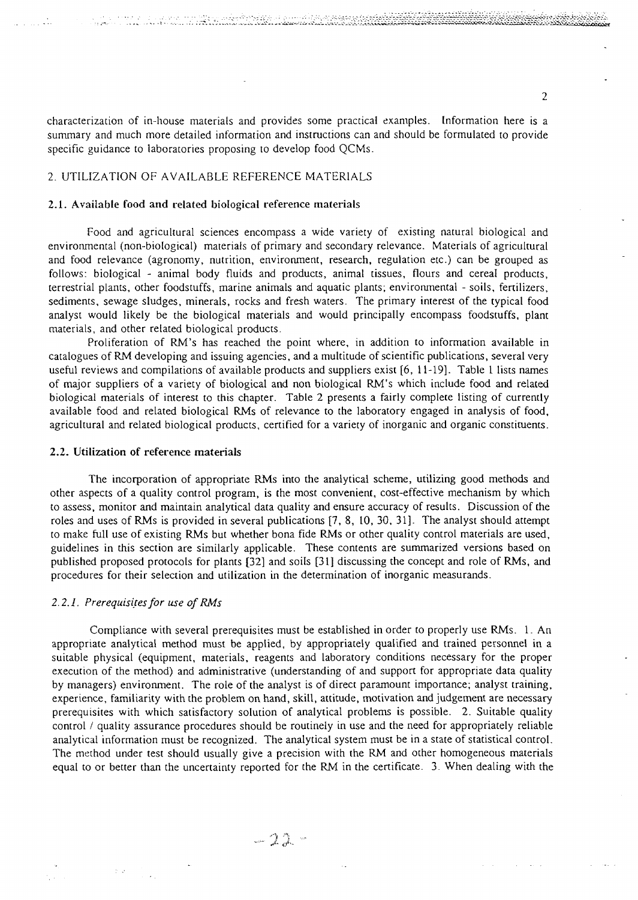characterization of in-house materials and provides some practical examples. Information here is a summary and much more detailed information and instructions can and should be formulated to provide specific guidance to laboratories proposing to develop food QCMs.

## 2. UTILIZATION OF AVAILABLE REFERENCE MATERIALS

### 2.1. Available food and related biological reference materials

Food and agricultural sciences encompass a wide variety of existing natural biological and environmental (non-biological) materials of primary and secondary relevance. Materials of agricultural and food relevance (agronomy, nutrition, environment, research, regulation etc.) can be grouped as follows: biological - animal body fluids and products, animal tissues, flours and cereal products, terrestrial plants, other foodstuffs, marine animals and aquatic plants; environmental - soils, fertilizers, sediments, sewage sludges, minerals, rocks and fresh waters. The primary interest of the typical food analyst would likely be the biological materials and would principally encompass foodstuffs, plant materials, and other related biological products.

Proliferation of RM's has reached the point where, in addition to information available in catalogues of RM developing and issuing agencies, and a multitude of scientific publications, several very useful reviews and compilations of available products and suppliers exist [6, 11-19]. Table 1 lists names of major suppliers of a variety of biological and non biological RM's which include food and related biological materials of interest to this chapter. Table 2 presents a fairly complete listing of currently available food and related biological RMs of relevance to the laboratory engaged in analysis of food, agricultural and related biological products, certified for a variety of inorganic and organic constituents.

### 2.2. Utilization of reference materials

The incorporation of appropriate RMs into the analytical scheme, utilizing good methods and other aspects of a quality control program, is the most convenient, cost-effective mechanism by which to assess, monitor and maintain analytical data quality and ensure accuracy of results. Discussion of the roles and uses of RMs is provided in several publications [7, 8, 10, 30, 31]. The analyst should attempt to make full use of existing RMs but whether bona fide RMs or other quality control materials are used, guidelines in this section are similarly applicable. These contents are summarized versions based on published proposed protocols for plants [32] and soils [31] discussing the concept and role of RMs, and procedures for their selection and utilization in the determination of inorganic measurands.

#### *2.2.1. Prerequisites for use of RMs*

Compliance with several prerequisites must be established in order to properly use RMs. 1. An appropriate analytical method must be applied, by appropriately qualified and trained personnel in a suitable physical (equipment, materials, reagents and laboratory conditions necessary for the proper execution of the method) and administrative (understanding of and support for appropriate data quality by managers) environment. The role of the analyst is of direct paramount importance; analyst training, experience, familiarity with the problem on hand, skill, attitude, motivation and judgement are necessary prerequisites with which satisfactory solution of analytical problems is possible. 2. Suitable quality control / quality assurance procedures should be routinely in use and the need for appropriately reliable analytical information must be recognized. The analytical system must be in a state of statistical control. The method under test should usually give a precision with the RM and other homogeneous materials equal to or better than the uncertainty reported for the RM in the certificate. 3. When dealing with the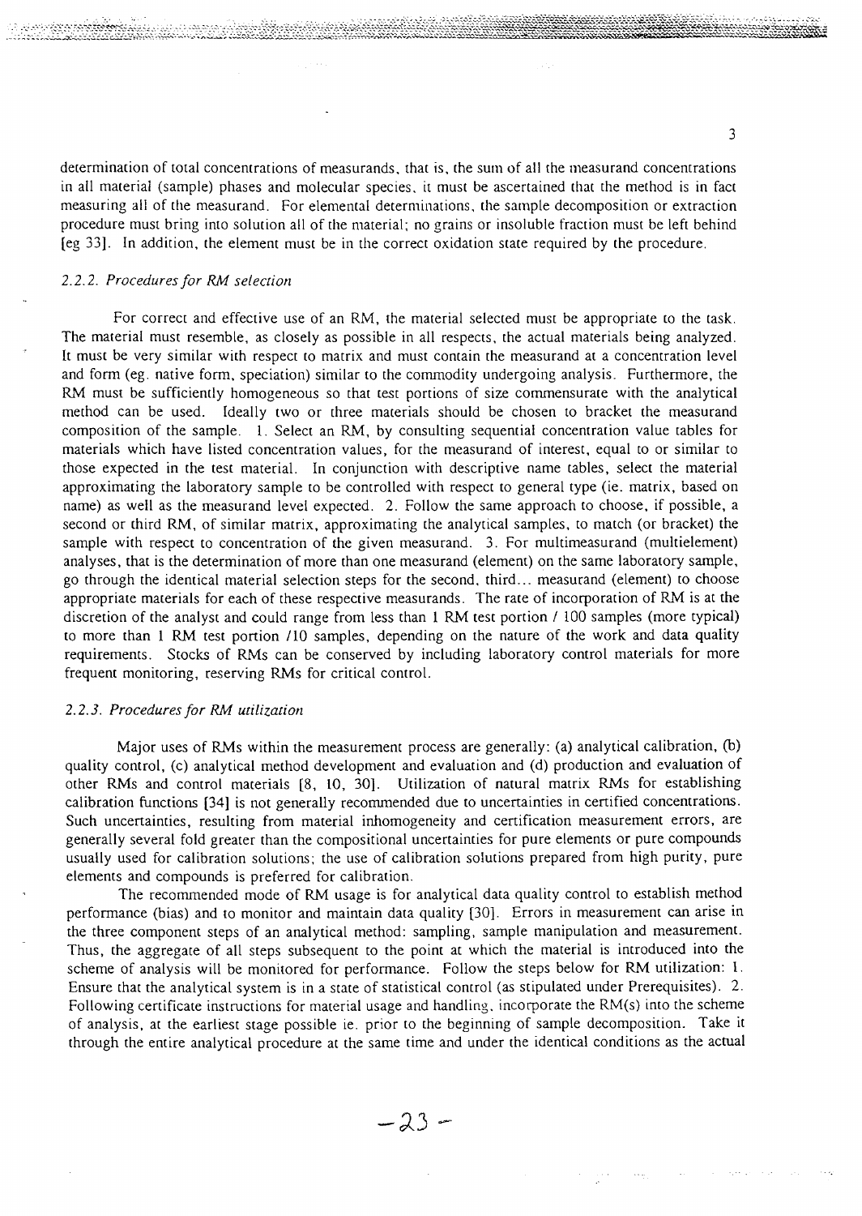determination of total concentrations of measurands, that is, the sum of all the measurand concentrations in all material (sample) phases and molecular species, it must be ascertained that the method is in fact measuring all of the measurand. For elemental determinations, the sample decomposition or extraction procedure must bring into solution all of the material; no grains or insoluble fraction must be left behind [eg 33]. In addition, the element must be in the correct oxidation state required by the procedure.

### *2.2.2. Procedures for RM selection*

For correct and effective use of an RM, the material selected must be appropriate to the task. The material must resemble, as closely as possible in all respects, the actual materials being analyzed. It must be very similar with respect to matrix and must contain the measurand at a concentration level and form (eg. native form, speciation) similar to the commodity undergoing analysis. Furthermore, the RM must be sufficiently homogeneous so that test portions of size commensurate with the analytical method can be used. Ideally two or three materials should be chosen to bracket the measurand composition of the sample. 1. Select an RM, by consulting sequential concentration value tables for materials which have listed concentration values, for the measurand of interest, equal to or similar to those expected in the test material. In conjunction with descriptive name tables, select the material approximating the laboratory sample to be controlled with respect to general type (ie. matrix, based on name) as well as the measurand level expected. 2. Follow the same approach to choose, if possible, a second or third RM, of similar matrix, approximating the analytical samples, to match (or bracket) the sample with respect to concentration of the given measurand. 3. For multimeasurand (multielement) analyses, that is the determination of more than one measurand (element) on the same laboratory sample, go through the identical material selection steps for the second, third... measurand (element) to choose appropriate materials for each of these respective measurands. The rate of incorporation of RM is at the discretion of the analyst and could range from less than 1 RM test portion / 100 samples (more typical) to more than 1 RM test portion /10 samples, depending on the nature of the work and data quality requirements. Stocks of RMs can be conserved by including laboratory control materials for more frequent monitoring, reserving RMs for critical control.

### *2.2.3. Procedures for RM utilization*

Major uses of RMs within the measurement process are generally: (a) analytical calibration, (b) quality control, (c) analytical method development and evaluation and (d) production and evaluation of other RMs and control materials [8, 10, 30]. Utilization of natural matrix RMs for establishing calibration functions [34] is not generally recommended due to uncertainties in certified concentrations. Such uncertainties, resulting from material inhomogeneity and certification measurement errors, are generally several fold greater than the compositional uncertainties for pure elements or pure compounds usually used for calibration solutions; the use of calibration solutions prepared from high purity, pure elements and compounds is preferred for calibration.

The recommended mode of RM usage is for analytical data quality control to establish method performance (bias) and to monitor and maintain data quality [30]. Errors in measurement can arise in the three component steps of an analytical method: sampling, sample manipulation and measurement. Thus, the aggregate of all steps subsequent to the point at which the material is introduced into the scheme of analysis will be monitored for performance. Follow the steps below for RM utilization: 1. Ensure that the analytical system is in a state of statistical control (as stipulated under Prerequisites). 2. Following certificate instructions for material usage and handling, incorporate the RM(s) into the scheme of analysis, at the earliest stage possible ie. prior to the beginning of sample decomposition. Take it through the entire analytical procedure at the same time and under the identical conditions as the actual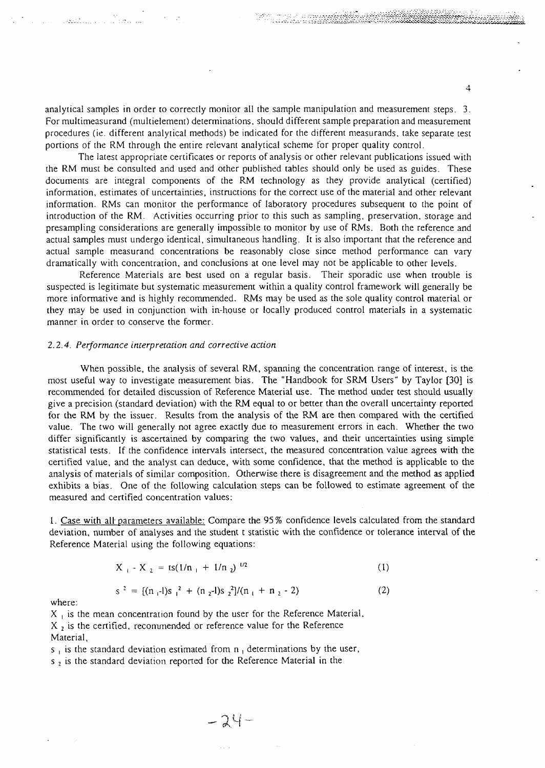analytical samples in order to correctly monitor all the sample manipulation and measurement steps. 3. For multimeasurand (multielement) determinations, should different sample preparation and measurement procedures (ie. different analytical methods) be indicated for the different measurands, take separate test portions of the RM through the entire relevant analytical scheme for proper quality control.

The latest appropriate certificates or reports of analysis or other relevant publications issued with the RM must be consulted and used and other published tables should only be used as guides. These documents are integral components of the RM technology as they provide analytical (certified) information, estimates of uncertainties, instructions for the correct use of the material and other relevant information. RMs can monitor the performance of laboratory procedures subsequent to the point of introduction of the RM. Activities occurring prior to this such as sampling, preservation, storage and presampling considerations are generally impossible to monitor by use of RMs. Both the reference and actual samples must undergo identical, simultaneous handling. It is also important that the reference and actual sample measurand concentrations be reasonably close since method performance can vary dramatically with concentration, and conclusions at one level may not be applicable to other levels.

Reference Materials are best used on a regular basis. Their sporadic use when trouble is suspected is legitimate but systematic measurement within a quality control framework will generally be more informative and is highly recommended. RMs may be used as the sole quality control material or they may be used in conjunction with in-house or locally produced control materials in a systematic manner in order to conserve the former.

### 2.2.4. *Performance interpretation and corrective action*

When possible, the analysis of several RM, spanning the concentration range of interest, is the most useful way to investigate measurement bias. The "Handbook for SRM Users" by Taylor [30] is recommended for detailed discussion of Reference Material use. The method under test should usually give a precision (standard deviation) with the RM equal to or better than the overall uncertainty reported for the RM by the issuer. Results from the analysis of the RM are then compared with the certified value. The two will generally not agree exactly due to measurement errors in each. Whether the two differ significantly is ascertained by comparing the two values, and their uncertainties using simple statistical tests. If the confidence intervals intersect, the measured concentration value agrees with the certified value, and the analyst can deduce, with some confidence, that the method is applicable to the analysis of materials of similar composition. Otherwise there is disagreement and the method as applied exhibits a bias. One of the following calculation steps can be followed to estimate agreement of the measured and certified concentration values:

1. Case with all parameters available: Compare the 95% confidence levels calculated from the standard deviation, number of analyses and the student t statistic with the confidence or tolerance interval of the Reference Material using the following equations:

$$X_1 - X_2 = ts(1/n_1 + 1/n_2)^{1/2} \quad (1)$$

$$s^2 = [(n_1-1)s_1^2 + (n_2-1)s_2^2]/(n_1 + n_2 - 2) \quad (2)$$

where:

$X_1$ is the mean concentration found by the user for the Reference Material,
$X_2$ is the certified, recommended or reference value for the Reference Material,
$s_1$ is the standard deviation estimated from $n_1$ determinations by the user,
$s_2$ is the standard deviation reported for the Reference Material in the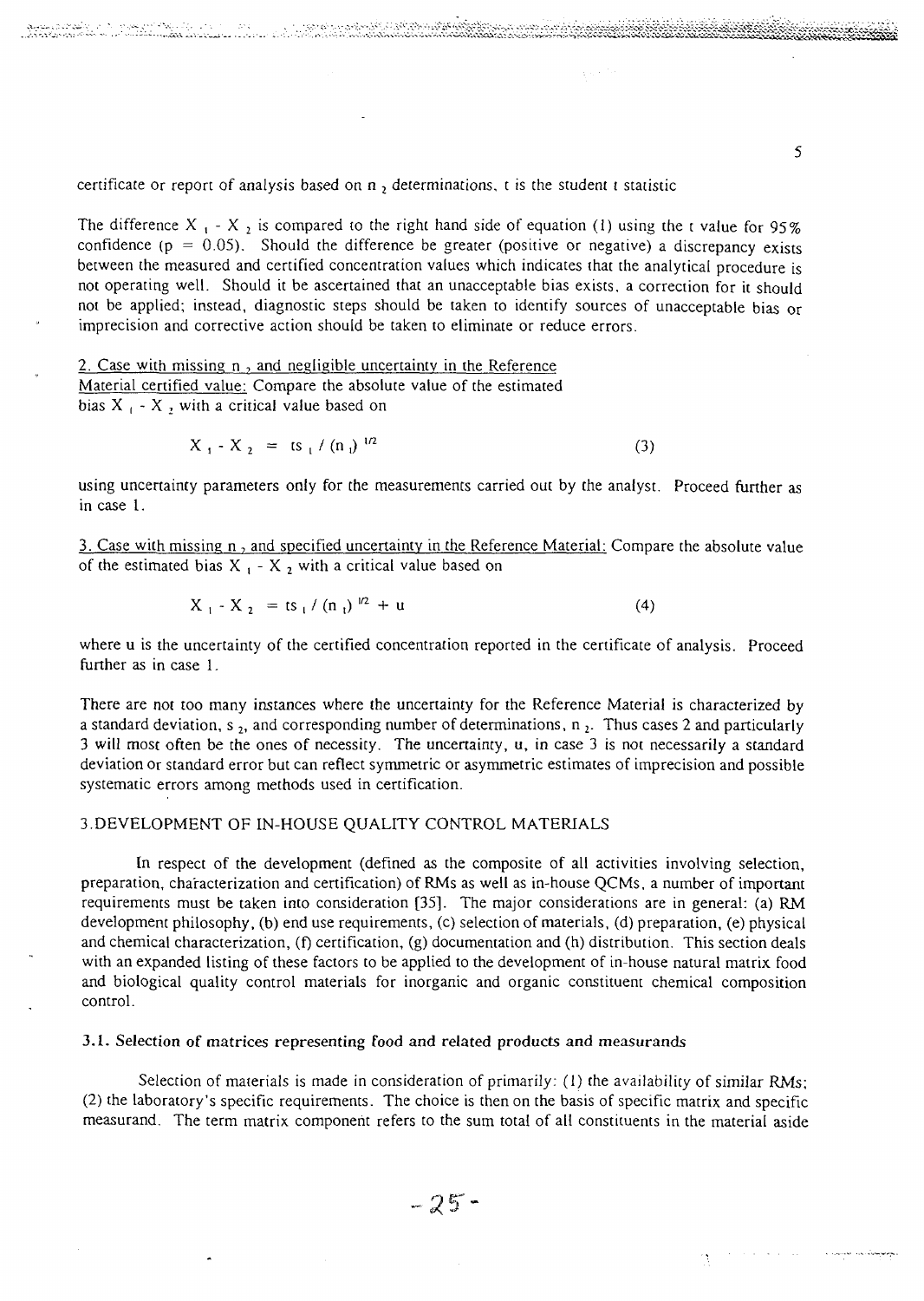certificate or report of analysis based on $n_2$ determinations, t is the student t statistic

The difference $X_1 - X_2$ is compared to the right hand side of equation (1) using the t value for 95% confidence ($p = 0.05$). Should the difference be greater (positive or negative) a discrepancy exists between the measured and certified concentration values which indicates that the analytical procedure is not operating well. Should it be ascertained that an unacceptable bias exists, a correction for it should not be applied; instead, diagnostic steps should be taken to identify sources of unacceptable bias or imprecision and corrective action should be taken to eliminate or reduce errors.

2. Case with missing $n_2$ and negligible uncertainty in the Reference Material certified value: Compare the absolute value of the estimated bias $X_1 - X_2$ with a critical value based on

$$X_1 - X_2 = ts_1 / (n_1)^{1/2} \tag{3}$$

using uncertainty parameters only for the measurements carried out by the analyst. Proceed further as in case 1.

3. Case with missing $n_2$ and specified uncertainty in the Reference Material: Compare the absolute value of the estimated bias $X_1 - X_2$ with a critical value based on

$$X_1 - X_2 = ts_1 / (n_1)^{1/2} + u \tag{4}$$

where u is the uncertainty of the certified concentration reported in the certificate of analysis. Proceed further as in case 1.

There are not too many instances where the uncertainty for the Reference Material is characterized by a standard deviation, $s_2$, and corresponding number of determinations, $n_2$. Thus cases 2 and particularly 3 will most often be the ones of necessity. The uncertainty, u, in case 3 is not necessarily a standard deviation or standard error but can reflect symmetric or asymmetric estimates of imprecision and possible systematic errors among methods used in certification.

## 3. DEVELOPMENT OF IN-HOUSE QUALITY CONTROL MATERIALS

In respect of the development (defined as the composite of all activities involving selection, preparation, characterization and certification) of RMs as well as in-house QCMs, a number of important requirements must be taken into consideration [35]. The major considerations are in general: (a) RM development philosophy, (b) end use requirements, (c) selection of materials, (d) preparation, (e) physical and chemical characterization, (f) certification, (g) documentation and (h) distribution. This section deals with an expanded listing of these factors to be applied to the development of in-house natural matrix food and biological quality control materials for inorganic and organic constituent chemical composition control.

### 3.1. Selection of matrices representing food and related products and measurands

Selection of materials is made in consideration of primarily: (1) the availability of similar RMs; (2) the laboratory's specific requirements. The choice is then on the basis of specific matrix and specific measurand. The term matrix component refers to the sum total of all constituents in the material aside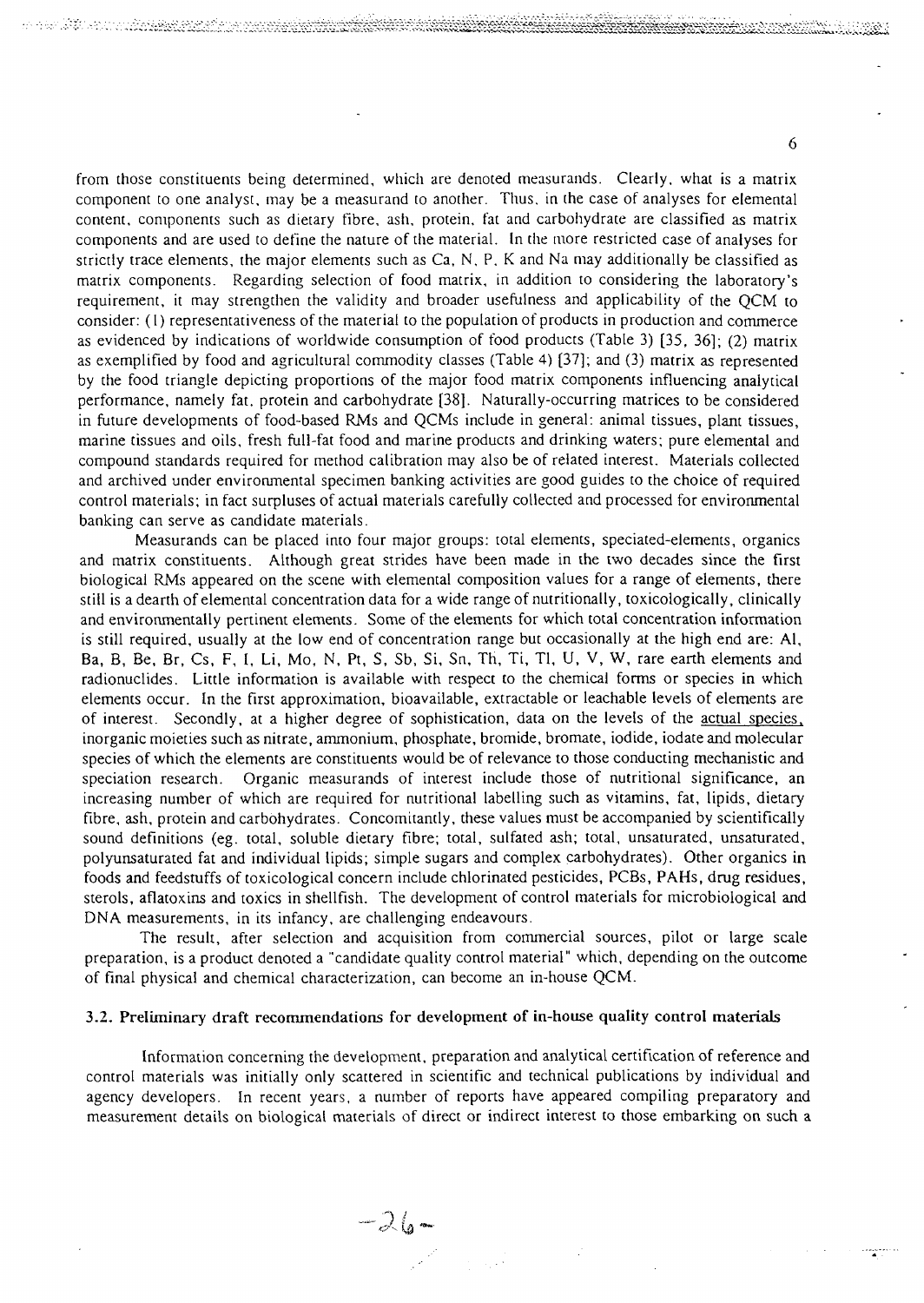from those constituents being determined, which are denoted measurands. Clearly, what is a matrix component to one analyst, may be a measurand to another. Thus, in the case of analyses for elemental content, components such as dietary fibre, ash, protein, fat and carbohydrate are classified as matrix components and are used to define the nature of the material. In the more restricted case of analyses for strictly trace elements, the major elements such as Ca, N, P, K and Na may additionally be classified as matrix components. Regarding selection of food matrix, in addition to considering the laboratory's requirement, it may strengthen the validity and broader usefulness and applicability of the QCM to consider: (1) representativeness of the material to the population of products in production and commerce as evidenced by indications of worldwide consumption of food products (Table 3) [35, 36]; (2) matrix as exemplified by food and agricultural commodity classes (Table 4) [37]; and (3) matrix as represented by the food triangle depicting proportions of the major food matrix components influencing analytical performance, namely fat, protein and carbohydrate [38]. Naturally-occurring matrices to be considered in future developments of food-based RMs and QCMs include in general: animal tissues, plant tissues, marine tissues and oils, fresh full-fat food and marine products and drinking waters; pure elemental and compound standards required for method calibration may also be of related interest. Materials collected and archived under environmental specimen banking activities are good guides to the choice of required control materials; in fact surpluses of actual materials carefully collected and processed for environmental banking can serve as candidate materials.

Measurands can be placed into four major groups: total elements, speciated-elements, organics and matrix constituents. Although great strides have been made in the two decades since the first biological RMs appeared on the scene with elemental composition values for a range of elements, there still is a dearth of elemental concentration data for a wide range of nutritionally, toxicologically, clinically and environmentally pertinent elements. Some of the elements for which total concentration information is still required, usually at the low end of concentration range but occasionally at the high end are: Al, Ba, B, Be, Br, Cs, F, I, Li, Mo, N, Pt, S, Sb, Si, Sn, Th, Ti, Tl, U, V, W, rare earth elements and radionuclides. Little information is available with respect to the chemical forms or species in which elements occur. In the first approximation, bioavailable, extractable or leachable levels of elements are of interest. Secondly, at a higher degree of sophistication, data on the levels of the actual species, inorganic moieties such as nitrate, ammonium, phosphate, bromide, bromate, iodide, iodate and molecular species of which the elements are constituents would be of relevance to those conducting mechanistic and speciation research. Organic measurands of interest include those of nutritional significance, an increasing number of which are required for nutritional labelling such as vitamins, fat, lipids, dietary fibre, ash, protein and carbohydrates. Concomitantly, these values must be accompanied by scientifically sound definitions (eg. total, soluble dietary fibre; total, sulfated ash; total, unsaturated, unsaturated, polyunsaturated fat and individual lipids; simple sugars and complex carbohydrates). Other organics in foods and feedstuffs of toxicological concern include chlorinated pesticides, PCBs, PAHs, drug residues, sterols, aflatoxins and toxics in shellfish. The development of control materials for microbiological and DNA measurements, in its infancy, are challenging endeavours.

The result, after selection and acquisition from commercial sources, pilot or large scale preparation, is a product denoted a "candidate quality control material" which, depending on the outcome of final physical and chemical characterization, can become an in-house QCM.

### 3.2. Preliminary draft recommendations for development of in-house quality control materials

Information concerning the development, preparation and analytical certification of reference and control materials was initially only scattered in scientific and technical publications by individual and agency developers. In recent years, a number of reports have appeared compiling preparatory and measurement details on biological materials of direct or indirect interest to those embarking on such a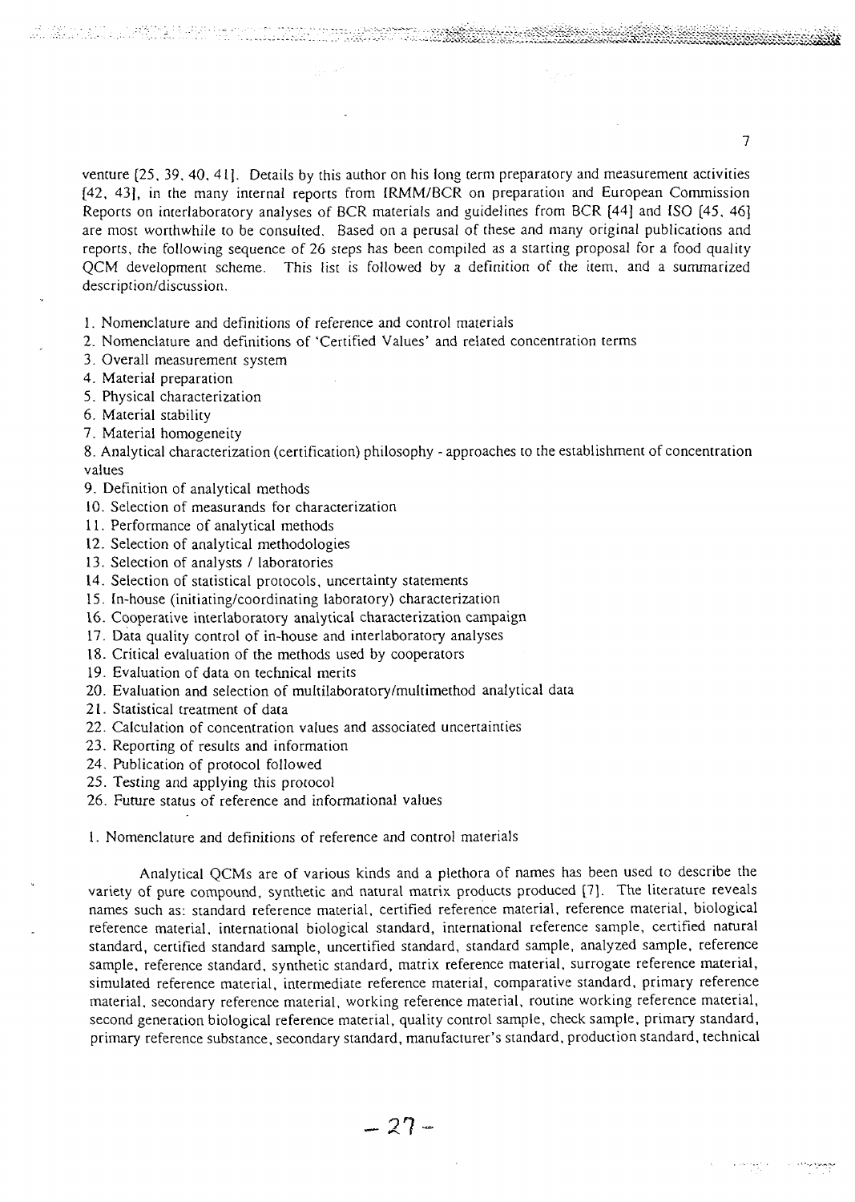venture [25, 39, 40, 41]. Details by this author on his long term preparatory and measurement activities [42, 43], in the many internal reports from IRMM/BCR on preparation and European Commission Reports on interlaboratory analyses of BCR materials and guidelines from BCR [44] and ISO [45, 46] are most worthwhile to be consulted. Based on a perusal of these and many original publications and reports, the following sequence of 26 steps has been compiled as a starting proposal for a food quality QCM development scheme. This list is followed by a definition of the item, and a summarized description/discussion.

1. Nomenclature and definitions of reference and control materials
2. Nomenclature and definitions of 'Certified Values' and related concentration terms
3. Overall measurement system
4. Material preparation
5. Physical characterization
6. Material stability
7. Material homogeneity
8. Analytical characterization (certification) philosophy - approaches to the establishment of concentration values
9. Definition of analytical methods
10. Selection of measurands for characterization
11. Performance of analytical methods
12. Selection of analytical methodologies
13. Selection of analysts / laboratories
14. Selection of statistical protocols, uncertainty statements
15. In-house (initiating/coordinating laboratory) characterization
16. Cooperative interlaboratory analytical characterization campaign
17. Data quality control of in-house and interlaboratory analyses
18. Critical evaluation of the methods used by cooperators
19. Evaluation of data on technical merits
20. Evaluation and selection of multilaboratory/multimethod analytical data
21. Statistical treatment of data
22. Calculation of concentration values and associated uncertainties
23. Reporting of results and information
24. Publication of protocol followed
25. Testing and applying this protocol
26. Future status of reference and informational values

1. Nomenclature and definitions of reference and control materials

Analytical QCMs are of various kinds and a plethora of names has been used to describe the variety of pure compound, synthetic and natural matrix products produced [7]. The literature reveals names such as: standard reference material, certified reference material, reference material, biological reference material, international biological standard, international reference sample, certified natural standard, certified standard sample, uncertified standard, standard sample, analyzed sample, reference sample, reference standard, synthetic standard, matrix reference material, surrogate reference material, simulated reference material, intermediate reference material, comparative standard, primary reference material, secondary reference material, working reference material, routine working reference material, second generation biological reference material, quality control sample, check sample, primary standard, primary reference substance, secondary standard, manufacturer's standard, production standard, technical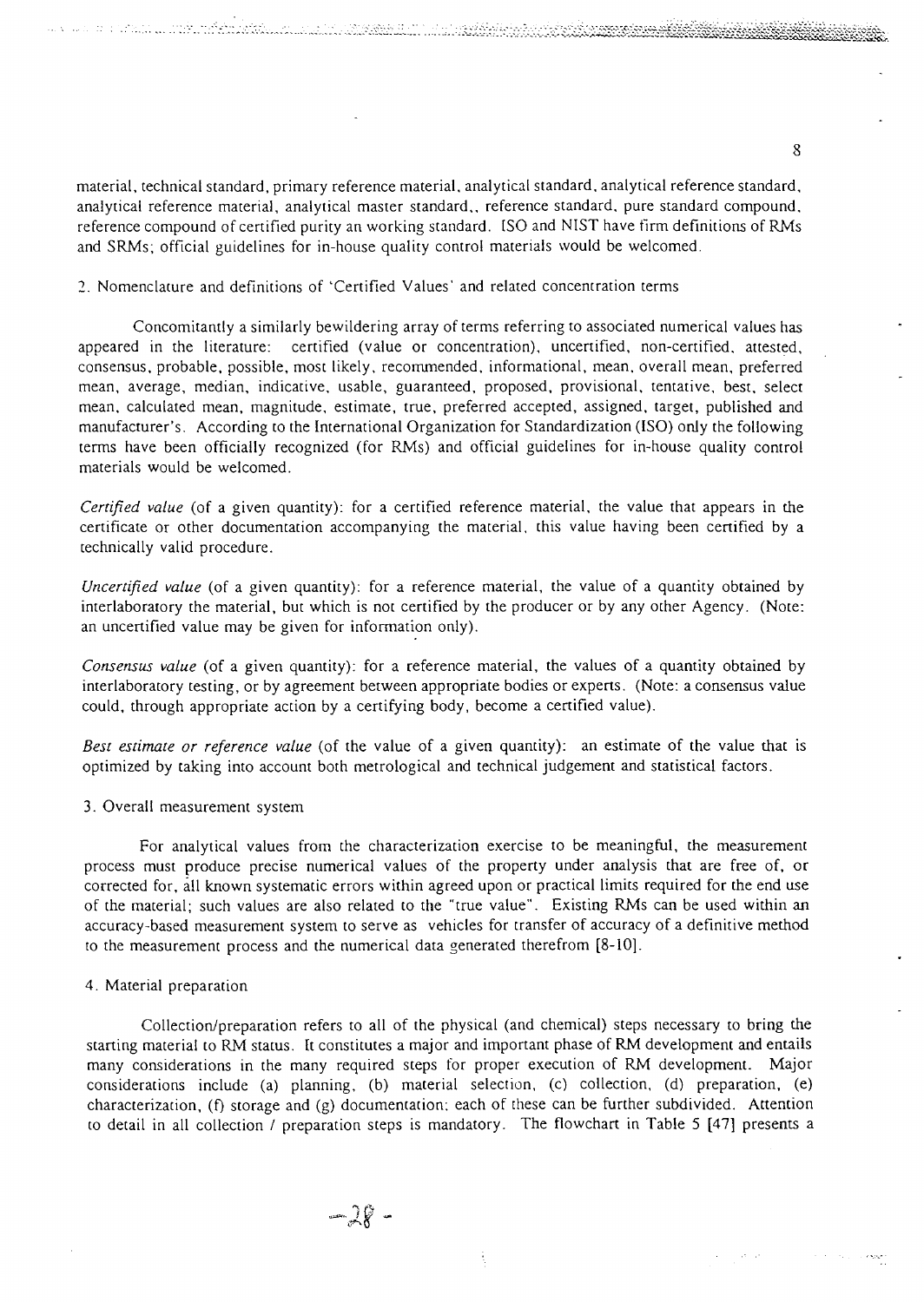material, technical standard, primary reference material, analytical standard, analytical reference standard, analytical reference material, analytical master standard,, reference standard, pure standard compound, reference compound of certified purity an working standard. ISO and NIST have firm definitions of RMs and SRMs; official guidelines for in-house quality control materials would be welcomed.

2. Nomenclature and definitions of 'Certified Values' and related concentration terms

Concomitantly a similarly bewildering array of terms referring to associated numerical values has appeared in the literature: certified (value or concentration), uncertified, non-certified, attested, consensus, probable, possible, most likely, recommended, informational, mean, overall mean, preferred mean, average, median, indicative, usable, guaranteed, proposed, provisional, tentative, best, select mean, calculated mean, magnitude, estimate, true, preferred accepted, assigned, target, published and manufacturer's. According to the International Organization for Standardization (ISO) only the following terms have been officially recognized (for RMs) and official guidelines for in-house quality control materials would be welcomed.

*Certified value* (of a given quantity): for a certified reference material, the value that appears in the certificate or other documentation accompanying the material, this value having been certified by a technically valid procedure.

*Uncertified value* (of a given quantity): for a reference material, the value of a quantity obtained by interlaboratory the material, but which is not certified by the producer or by any other Agency. (Note: an uncertified value may be given for information only).

*Consensus value* (of a given quantity): for a reference material, the values of a quantity obtained by interlaboratory testing, or by agreement between appropriate bodies or experts. (Note: a consensus value could, through appropriate action by a certifying body, become a certified value).

*Best estimate or reference value* (of the value of a given quantity): an estimate of the value that is optimized by taking into account both metrological and technical judgement and statistical factors.

3. Overall measurement system

For analytical values from the characterization exercise to be meaningful, the measurement process must produce precise numerical values of the property under analysis that are free of, or corrected for, all known systematic errors within agreed upon or practical limits required for the end use of the material; such values are also related to the "true value". Existing RMs can be used within an accuracy-based measurement system to serve as vehicles for transfer of accuracy of a definitive method to the measurement process and the numerical data generated therefrom [8-10].

4. Material preparation

Collection/preparation refers to all of the physical (and chemical) steps necessary to bring the starting material to RM status. It constitutes a major and important phase of RM development and entails many considerations in the many required steps for proper execution of RM development. Major considerations include (a) planning, (b) material selection, (c) collection, (d) preparation, (e) characterization, (f) storage and (g) documentation; each of these can be further subdivided. Attention to detail in all collection / preparation steps is mandatory. The flowchart in Table 5 [47] presents a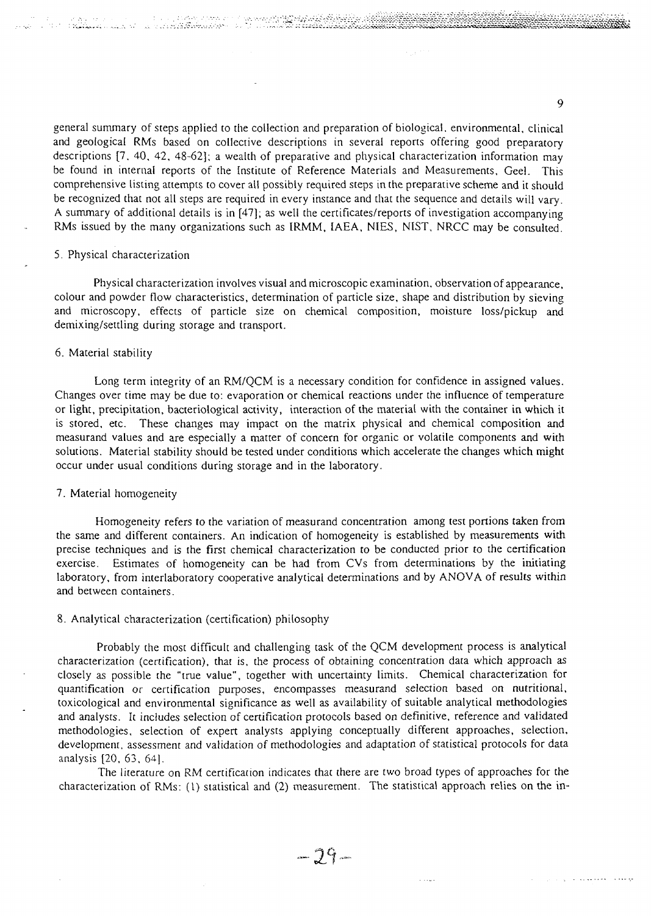general summary of steps applied to the collection and preparation of biological, environmental, clinical and geological RMs based on collective descriptions in several reports offering good preparatory descriptions [7, 40, 42, 48-62]; a wealth of preparative and physical characterization information may be found in internal reports of the Institute of Reference Materials and Measurements, Geel. This comprehensive listing attempts to cover all possibly required steps in the preparative scheme and it should be recognized that not all steps are required in every instance and that the sequence and details will vary. A summary of additional details is in [47]; as well the certificates/reports of investigation accompanying RMs issued by the many organizations such as IRMM, IAEA, NIES, NIST, NRCC may be consulted.

## 5. Physical characterization

Physical characterization involves visual and microscopic examination, observation of appearance, colour and powder flow characteristics, determination of particle size, shape and distribution by sieving and microscopy, effects of particle size on chemical composition, moisture loss/pickup and demixing/settling during storage and transport.

## 6. Material stability

Long term integrity of an RM/QCM is a necessary condition for confidence in assigned values. Changes over time may be due to: evaporation or chemical reactions under the influence of temperature or light, precipitation, bacteriological activity, interaction of the material with the container in which it is stored, etc. These changes may impact on the matrix physical and chemical composition and measurand values and are especially a matter of concern for organic or volatile components and with solutions. Material stability should be tested under conditions which accelerate the changes which might occur under usual conditions during storage and in the laboratory.

## 7. Material homogeneity

Homogeneity refers to the variation of measurand concentration among test portions taken from the same and different containers. An indication of homogeneity is established by measurements with precise techniques and is the first chemical characterization to be conducted prior to the certification exercise. Estimates of homogeneity can be had from CVs from determinations by the initiating laboratory, from interlaboratory cooperative analytical determinations and by ANOVA of results within and between containers.

## 8. Analytical characterization (certification) philosophy

Probably the most difficult and challenging task of the QCM development process is analytical characterization (certification), that is, the process of obtaining concentration data which approach as closely as possible the "true value", together with uncertainty limits. Chemical characterization for quantification or certification purposes, encompasses measurand selection based on nutritional, toxicological and environmental significance as well as availability of suitable analytical methodologies and analysts. It includes selection of certification protocols based on definitive, reference and validated methodologies, selection of expert analysts applying conceptually different approaches, selection, development, assessment and validation of methodologies and adaptation of statistical protocols for data analysis [20, 63, 64].

The literature on RM certification indicates that there are two broad types of approaches for the characterization of RMs: (1) statistical and (2) measurement. The statistical approach relies on the in-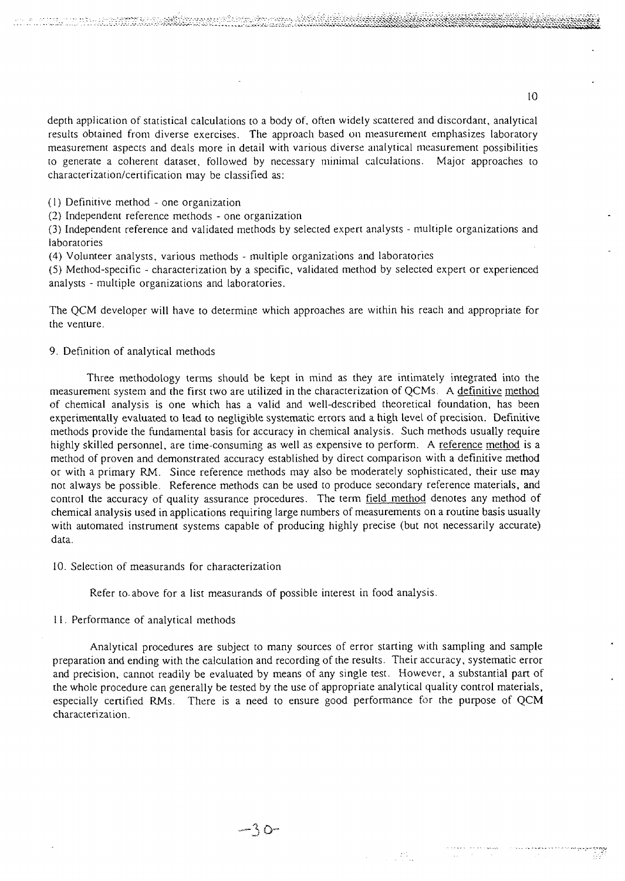depth application of statistical calculations to a body of, often widely scattered and discordant, analytical results obtained from diverse exercises. The approach based on measurement emphasizes laboratory measurement aspects and deals more in detail with various diverse analytical measurement possibilities to generate a coherent dataset, followed by necessary minimal calculations. Major approaches to characterization/certification may be classified as:

(1) Definitive method - one organization
(2) Independent reference methods - one organization
(3) Independent reference and validated methods by selected expert analysts - multiple organizations and laboratories
(4) Volunteer analysts, various methods - multiple organizations and laboratories
(5) Method-specific - characterization by a specific, validated method by selected expert or experienced analysts - multiple organizations and laboratories.

The QCM developer will have to determine which approaches are within his reach and appropriate for the venture.

9. Definition of analytical methods

Three methodology terms should be kept in mind as they are intimately integrated into the measurement system and the first two are utilized in the characterization of QCMs. A <u>definitive method</u> of chemical analysis is one which has a valid and well-described theoretical foundation, has been experimentally evaluated to lead to negligible systematic errors and a high level of precision. Definitive methods provide the fundamental basis for accuracy in chemical analysis. Such methods usually require highly skilled personnel, are time-consuming as well as expensive to perform. A <u>reference method</u> is a method of proven and demonstrated accuracy established by direct comparison with a definitive method or with a primary RM. Since reference methods may also be moderately sophisticated, their use may not always be possible. Reference methods can be used to produce secondary reference materials, and control the accuracy of quality assurance procedures. The term <u>field method</u> denotes any method of chemical analysis used in applications requiring large numbers of measurements on a routine basis usually with automated instrument systems capable of producing highly precise (but not necessarily accurate) data.

10. Selection of measurands for characterization

Refer to above for a list measurands of possible interest in food analysis.

11. Performance of analytical methods

Analytical procedures are subject to many sources of error starting with sampling and sample preparation and ending with the calculation and recording of the results. Their accuracy, systematic error and precision, cannot readily be evaluated by means of any single test. However, a substantial part of the whole procedure can generally be tested by the use of appropriate analytical quality control materials, especially certified RMs. There is a need to ensure good performance for the purpose of QCM characterization.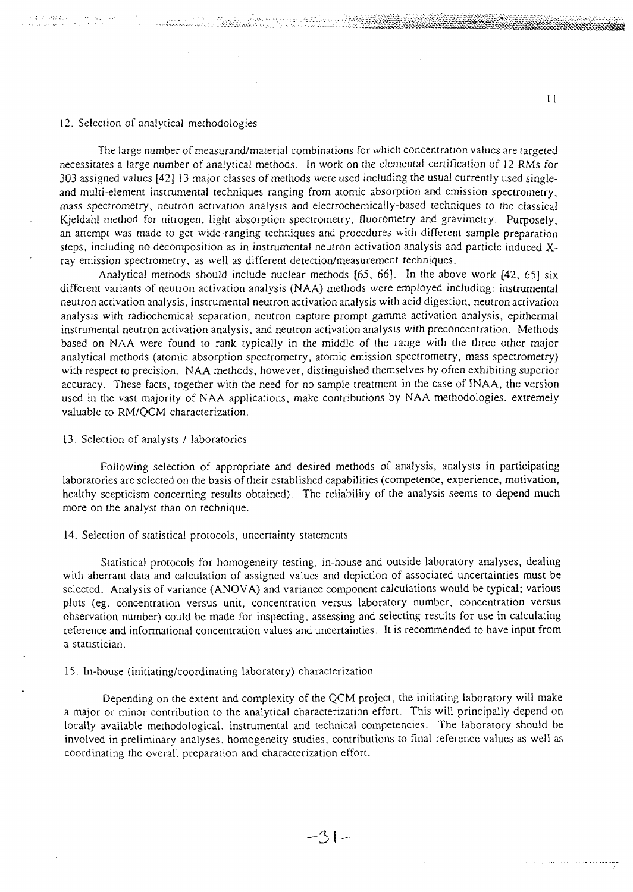## 12. Selection of analytical methodologies

The large number of measurand/material combinations for which concentration values are targeted necessitates a large number of analytical methods. In work on the elemental certification of 12 RMs for 303 assigned values [42] 13 major classes of methods were used including the usual currently used single- and multi-element instrumental techniques ranging from atomic absorption and emission spectrometry, mass spectrometry, neutron activation analysis and electrochemically-based techniques to the classical Kjeldahl method for nitrogen, light absorption spectrometry, fluorometry and gravimetry. Purposely, an attempt was made to get wide-ranging techniques and procedures with different sample preparation steps, including no decomposition as in instrumental neutron activation analysis and particle induced X-ray emission spectrometry, as well as different detection/measurement techniques.

Analytical methods should include nuclear methods [65, 66]. In the above work [42, 65] six different variants of neutron activation analysis (NAA) methods were employed including: instrumental neutron activation analysis, instrumental neutron activation analysis with acid digestion, neutron activation analysis with radiochemical separation, neutron capture prompt gamma activation analysis, epithermal instrumental neutron activation analysis, and neutron activation analysis with preconcentration. Methods based on NAA were found to rank typically in the middle of the range with the three other major analytical methods (atomic absorption spectrometry, atomic emission spectrometry, mass spectrometry) with respect to precision. NAA methods, however, distinguished themselves by often exhibiting superior accuracy. These facts, together with the need for no sample treatment in the case of INAA, the version used in the vast majority of NAA applications, make contributions by NAA methodologies, extremely valuable to RM/QCM characterization.

## 13. Selection of analysts / laboratories

Following selection of appropriate and desired methods of analysis, analysts in participating laboratories are selected on the basis of their established capabilities (competence, experience, motivation, healthy scepticism concerning results obtained). The reliability of the analysis seems to depend much more on the analyst than on technique.

## 14. Selection of statistical protocols, uncertainty statements

Statistical protocols for homogeneity testing, in-house and outside laboratory analyses, dealing with aberrant data and calculation of assigned values and depiction of associated uncertainties must be selected. Analysis of variance (ANOVA) and variance component calculations would be typical; various plots (eg. concentration versus unit, concentration versus laboratory number, concentration versus observation number) could be made for inspecting, assessing and selecting results for use in calculating reference and informational concentration values and uncertainties. It is recommended to have input from a statistician.

## 15. In-house (initiating/coordinating laboratory) characterization

Depending on the extent and complexity of the QCM project, the initiating laboratory will make a major or minor contribution to the analytical characterization effort. This will principally depend on locally available methodological, instrumental and technical competencies. The laboratory should be involved in preliminary analyses, homogeneity studies, contributions to final reference values as well as coordinating the overall preparation and characterization effort.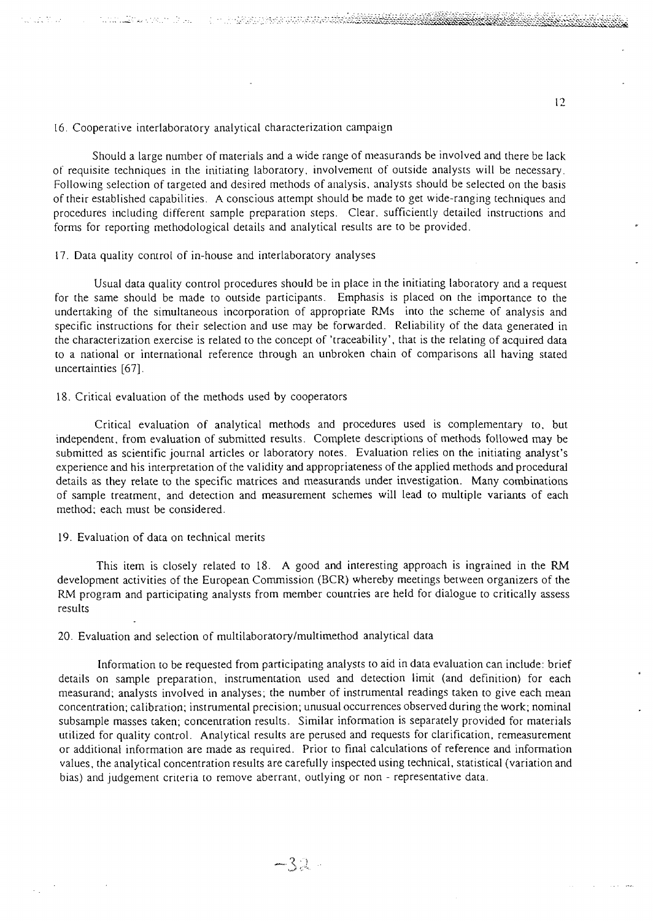16. Cooperative interlaboratory analytical characterization campaign

Should a large number of materials and a wide range of measurands be involved and there be lack of requisite techniques in the initiating laboratory, involvement of outside analysts will be necessary. Following selection of targeted and desired methods of analysis, analysts should be selected on the basis of their established capabilities. A conscious attempt should be made to get wide-ranging techniques and procedures including different sample preparation steps. Clear, sufficiently detailed instructions and forms for reporting methodological details and analytical results are to be provided.

17. Data quality control of in-house and interlaboratory analyses

Usual data quality control procedures should be in place in the initiating laboratory and a request for the same should be made to outside participants. Emphasis is placed on the importance to the undertaking of the simultaneous incorporation of appropriate RMs into the scheme of analysis and specific instructions for their selection and use may be forwarded. Reliability of the data generated in the characterization exercise is related to the concept of 'traceability', that is the relating of acquired data to a national or international reference through an unbroken chain of comparisons all having stated uncertainties [67].

18. Critical evaluation of the methods used by cooperators

Critical evaluation of analytical methods and procedures used is complementary to, but independent, from evaluation of submitted results. Complete descriptions of methods followed may be submitted as scientific journal articles or laboratory notes. Evaluation relies on the initiating analyst's experience and his interpretation of the validity and appropriateness of the applied methods and procedural details as they relate to the specific matrices and measurands under investigation. Many combinations of sample treatment, and detection and measurement schemes will lead to multiple variants of each method; each must be considered.

19. Evaluation of data on technical merits

This item is closely related to 18. A good and interesting approach is ingrained in the RM development activities of the European Commission (BCR) whereby meetings between organizers of the RM program and participating analysts from member countries are held for dialogue to critically assess results

20. Evaluation and selection of multilaboratory/multimethod analytical data

Information to be requested from participating analysts to aid in data evaluation can include: brief details on sample preparation, instrumentation used and detection limit (and definition) for each measurand; analysts involved in analyses; the number of instrumental readings taken to give each mean concentration; calibration; instrumental precision; unusual occurrences observed during the work; nominal subsample masses taken; concentration results. Similar information is separately provided for materials utilized for quality control. Analytical results are perused and requests for clarification, remeasurement or additional information are made as required. Prior to final calculations of reference and information values, the analytical concentration results are carefully inspected using technical, statistical (variation and bias) and judgement criteria to remove aberrant, outlying or non - representative data.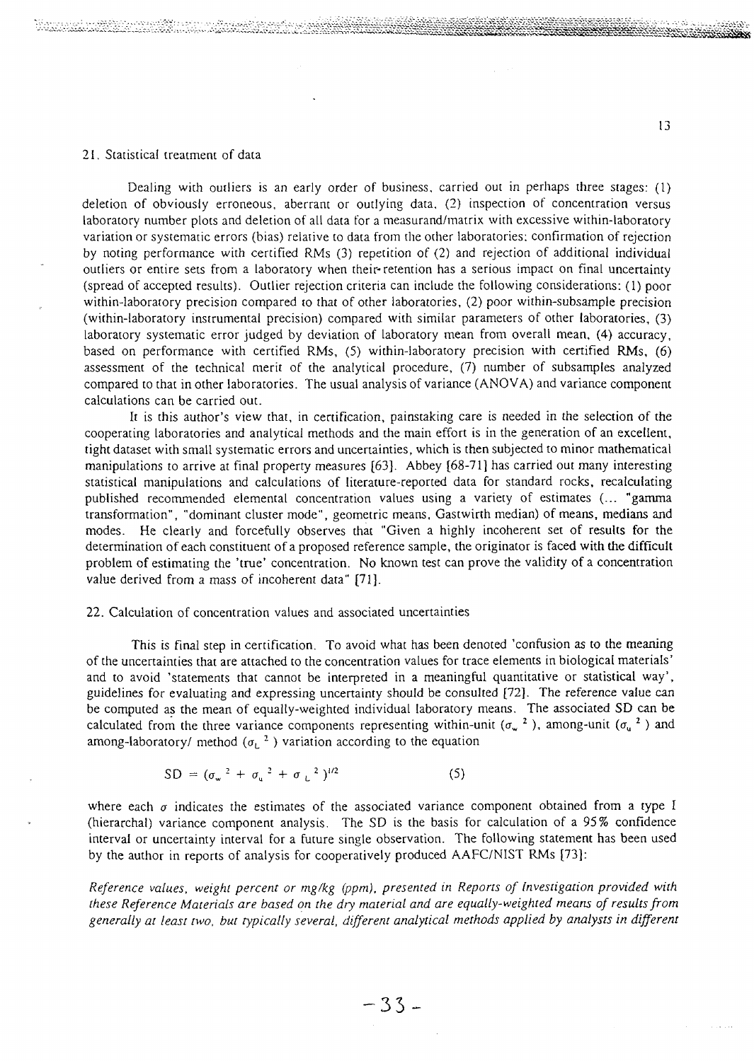## 21. Statistical treatment of data

Dealing with outliers is an early order of business, carried out in perhaps three stages: (1) deletion of obviously erroneous, aberrant or outlying data, (2) inspection of concentration versus laboratory number plots and deletion of all data for a measurand/matrix with excessive within-laboratory variation or systematic errors (bias) relative to data from the other laboratories; confirmation of rejection by noting performance with certified RMs (3) repetition of (2) and rejection of additional individual outliers or entire sets from a laboratory when their retention has a serious impact on final uncertainty (spread of accepted results). Outlier rejection criteria can include the following considerations: (1) poor within-laboratory precision compared to that of other laboratories, (2) poor within-subsample precision (within-laboratory instrumental precision) compared with similar parameters of other laboratories, (3) laboratory systematic error judged by deviation of laboratory mean from overall mean, (4) accuracy, based on performance with certified RMs, (5) within-laboratory precision with certified RMs, (6) assessment of the technical merit of the analytical procedure, (7) number of subsamples analyzed compared to that in other laboratories. The usual analysis of variance (ANOVA) and variance component calculations can be carried out.

It is this author's view that, in certification, painstaking care is needed in the selection of the cooperating laboratories and analytical methods and the main effort is in the generation of an excellent, tight dataset with small systematic errors and uncertainties, which is then subjected to minor mathematical manipulations to arrive at final property measures [63]. Abbey [68-71] has carried out many interesting statistical manipulations and calculations of literature-reported data for standard rocks, recalculating published recommended elemental concentration values using a variety of estimates (... "gamma transformation", "dominant cluster mode", geometric means, Gastwirth median) of means, medians and modes. He clearly and forcefully observes that "Given a highly incoherent set of results for the determination of each constituent of a proposed reference sample, the originator is faced with the difficult problem of estimating the 'true' concentration. No known test can prove the validity of a concentration value derived from a mass of incoherent data" [71].

## 22. Calculation of concentration values and associated uncertainties

This is final step in certification. To avoid what has been denoted 'confusion as to the meaning of the uncertainties that are attached to the concentration values for trace elements in biological materials' and to avoid 'statements that cannot be interpreted in a meaningful quantitative or statistical way', guidelines for evaluating and expressing uncertainty should be consulted [72]. The reference value can be computed as the mean of equally-weighted individual laboratory means. The associated SD can be calculated from the three variance components representing within-unit ($\sigma_w^2$), among-unit ($\sigma_u^2$) and among-laboratory/ method ($\sigma_L^2$) variation according to the equation

$$SD = (\sigma_w^2 + \sigma_u^2 + \sigma_L^2)^{1/2} \qquad (5)$$

where each $\sigma$ indicates the estimates of the associated variance component obtained from a type I (hierarchal) variance component analysis. The SD is the basis for calculation of a 95% confidence interval or uncertainty interval for a future single observation. The following statement has been used by the author in reports of analysis for cooperatively produced AAFC/NIST RMs [73]:

*Reference values, weight percent or mg/kg (ppm), presented in Reports of Investigation provided with these Reference Materials are based on the dry material and are equally-weighted means of results from generally at least two, but typically several, different analytical methods applied by analysts in different*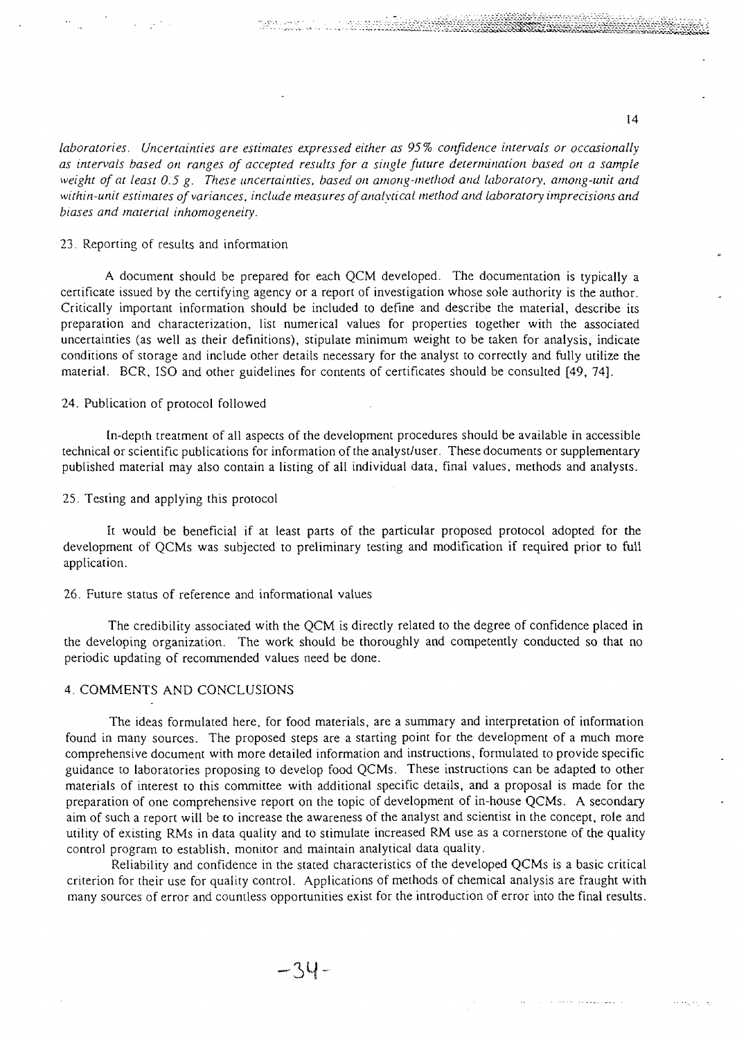*laboratories. Uncertainties are estimates expressed either as 95% confidence intervals or occasionally as intervals based on ranges of accepted results for a single future determination based on a sample weight of at least 0.5 g. These uncertainties, based on among-method and laboratory, among-unit and within-unit estimates of variances, include measures of analytical method and laboratory imprecisions and biases and material inhomogeneity.*

23. Reporting of results and information

A document should be prepared for each QCM developed. The documentation is typically a certificate issued by the certifying agency or a report of investigation whose sole authority is the author. Critically important information should be included to define and describe the material, describe its preparation and characterization, list numerical values for properties together with the associated uncertainties (as well as their definitions), stipulate minimum weight to be taken for analysis, indicate conditions of storage and include other details necessary for the analyst to correctly and fully utilize the material. BCR, ISO and other guidelines for contents of certificates should be consulted [49, 74].

24. Publication of protocol followed

In-depth treatment of all aspects of the development procedures should be available in accessible technical or scientific publications for information of the analyst/user. These documents or supplementary published material may also contain a listing of all individual data, final values, methods and analysts.

25. Testing and applying this protocol

It would be beneficial if at least parts of the particular proposed protocol adopted for the development of QCMs was subjected to preliminary testing and modification if required prior to full application.

26. Future status of reference and informational values

The credibility associated with the QCM is directly related to the degree of confidence placed in the developing organization. The work should be thoroughly and competently conducted so that no periodic updating of recommended values need be done.

## 4. COMMENTS AND CONCLUSIONS

The ideas formulated here, for food materials, are a summary and interpretation of information found in many sources. The proposed steps are a starting point for the development of a much more comprehensive document with more detailed information and instructions, formulated to provide specific guidance to laboratories proposing to develop food QCMs. These instructions can be adapted to other materials of interest to this committee with additional specific details, and a proposal is made for the preparation of one comprehensive report on the topic of development of in-house QCMs. A secondary aim of such a report will be to increase the awareness of the analyst and scientist in the concept, role and utility of existing RMs in data quality and to stimulate increased RM use as a cornerstone of the quality control program to establish, monitor and maintain analytical data quality.

Reliability and confidence in the stated characteristics of the developed QCMs is a basic critical criterion for their use for quality control. Applications of methods of chemical analysis are fraught with many sources of error and countless opportunities exist for the introduction of error into the final results.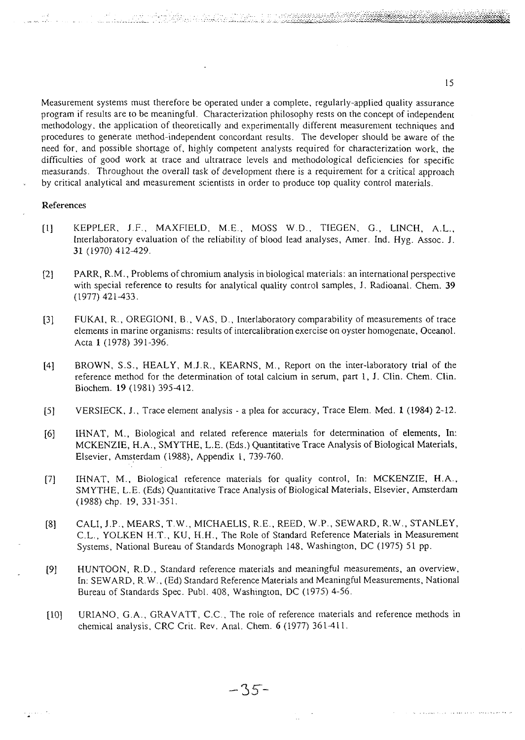Measurement systems must therefore be operated under a complete, regularly-applied quality assurance program if results are to be meaningful. Characterization philosophy rests on the concept of independent methodology, the application of theoretically and experimentally different measurement techniques and procedures to generate method-independent concordant results. The developer should be aware of the need for, and possible shortage of, highly competent analysts required for characterization work, the difficulties of good work at trace and ultratrace levels and methodological deficiencies for specific measurands. Throughout the overall task of development there is a requirement for a critical approach by critical analytical and measurement scientists in order to produce top quality control materials.

## References

[1] KEPPLER, J.F., MAXFIELD, M.E., MOSS W.D., TIEGEN, G., LINCH, A.L., Interlaboratory evaluation of the reliability of blood lead analyses, Amer. Ind. Hyg. Assoc. J. **31** (1970) 412-429.

[2] PARR, R.M., Problems of chromium analysis in biological materials: an international perspective with special reference to results for analytical quality control samples, J. Radioanal. Chem. **39** (1977) 421-433.

[3] FUKAI, R., OREGIONI, B., VAS, D., Interlaboratory comparability of measurements of trace elements in marine organisms: results of intercalibration exercise on oyster homogenate, Oceanol. Acta **1** (1978) 391-396.

[4] BROWN, S.S., HEALY, M.J.R., KEARNS, M., Report on the inter-laboratory trial of the reference method for the determination of total calcium in serum, part 1, J. Clin. Chem. Clin. Biochem. **19** (1981) 395-412.

[5] VERSIECK, J., Trace element analysis - a plea for accuracy, Trace Elem. Med. **1** (1984) 2-12.

[6] IHNAT, M., Biological and related reference materials for determination of elements, In: MCKENZIE, H.A., SMYTHE, L.E. (Eds.) Quantitative Trace Analysis of Biological Materials, Elsevier, Amsterdam (1988), Appendix 1, 739-760.

[7] IHNAT, M., Biological reference materials for quality control, In: MCKENZIE, H.A., SMYTHE, L.E. (Eds) Quantitative Trace Analysis of Biological Materials, Elsevier, Amsterdam (1988) chp. 19, 331-351.

[8] CALI, J.P., MEARS, T.W., MICHAELIS, R.E., REED, W.P., SEWARD, R.W., STANLEY, C.L., YOLKEN H.T., KU, H.H., The Role of Standard Reference Materials in Measurement Systems, National Bureau of Standards Monograph 148, Washington, DC (1975) 51 pp.

[9] HUNTOON, R.D., Standard reference materials and meaningful measurements, an overview, In: SEWARD, R.W., (Ed) Standard Reference Materials and Meaningful Measurements, National Bureau of Standards Spec. Publ. 408, Washington, DC (1975) 4-56.

[10] URIANO, G.A., GRAVATT, C.C., The role of reference materials and reference methods in chemical analysis, CRC Crit. Rev. Anal. Chem. **6** (1977) 361-411.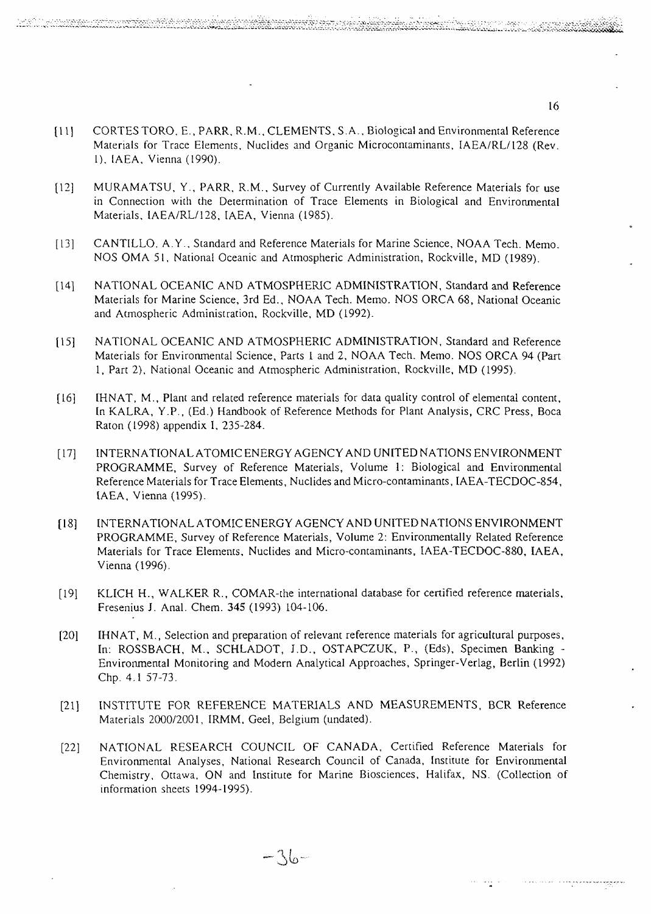[11] CORTES TORO, E., PARR, R.M., CLEMENTS, S.A., Biological and Environmental Reference Materials for Trace Elements, Nuclides and Organic Microcontaminants, IAEA/RL/128 (Rev. 1), IAEA, Vienna (1990).

[12] MURAMATSU, Y., PARR, R.M., Survey of Currently Available Reference Materials for use in Connection with the Determination of Trace Elements in Biological and Environmental Materials, IAEA/RL/128, IAEA, Vienna (1985).

[13] CANTILLO, A.Y., Standard and Reference Materials for Marine Science, NOAA Tech. Memo. NOS OMA 51, National Oceanic and Atmospheric Administration, Rockville, MD (1989).

[14] NATIONAL OCEANIC AND ATMOSPHERIC ADMINISTRATION, Standard and Reference Materials for Marine Science, 3rd Ed., NOAA Tech. Memo. NOS ORCA 68, National Oceanic and Atmospheric Administration, Rockville, MD (1992).

[15] NATIONAL OCEANIC AND ATMOSPHERIC ADMINISTRATION, Standard and Reference Materials for Environmental Science, Parts 1 and 2, NOAA Tech. Memo. NOS ORCA 94 (Part 1, Part 2), National Oceanic and Atmospheric Administration, Rockville, MD (1995).

[16] IHNAT, M., Plant and related reference materials for data quality control of elemental content, In KALRA, Y.P., (Ed.) Handbook of Reference Methods for Plant Analysis, CRC Press, Boca Raton (1998) appendix I, 235-284.

[17] INTERNATIONAL ATOMIC ENERGY AGENCY AND UNITED NATIONS ENVIRONMENT PROGRAMME, Survey of Reference Materials, Volume 1: Biological and Environmental Reference Materials for Trace Elements, Nuclides and Micro-contaminants, IAEA-TECDOC-854, IAEA, Vienna (1995).

[18] INTERNATIONAL ATOMIC ENERGY AGENCY AND UNITED NATIONS ENVIRONMENT PROGRAMME, Survey of Reference Materials, Volume 2: Environmentally Related Reference Materials for Trace Elements, Nuclides and Micro-contaminants, IAEA-TECDOC-880, IAEA, Vienna (1996).

[19] KLICH H., WALKER R., COMAR-the international database for certified reference materials, Fresenius J. Anal. Chem. **345** (1993) 104-106.

[20] IHNAT, M., Selection and preparation of relevant reference materials for agricultural purposes, In: ROSSBACH, M., SCHLADOT, J.D., OSTAPCZUK, P., (Eds), Specimen Banking - Environmental Monitoring and Modern Analytical Approaches, Springer-Verlag, Berlin (1992) Chp. 4.1 57-73.

[21] INSTITUTE FOR REFERENCE MATERIALS AND MEASUREMENTS, BCR Reference Materials 2000/2001, IRMM, Geel, Belgium (undated).

[22] NATIONAL RESEARCH COUNCIL OF CANADA, Certified Reference Materials for Environmental Analyses, National Research Council of Canada, Institute for Environmental Chemistry, Ottawa, ON and Institute for Marine Biosciences, Halifax, NS. (Collection of information sheets 1994-1995).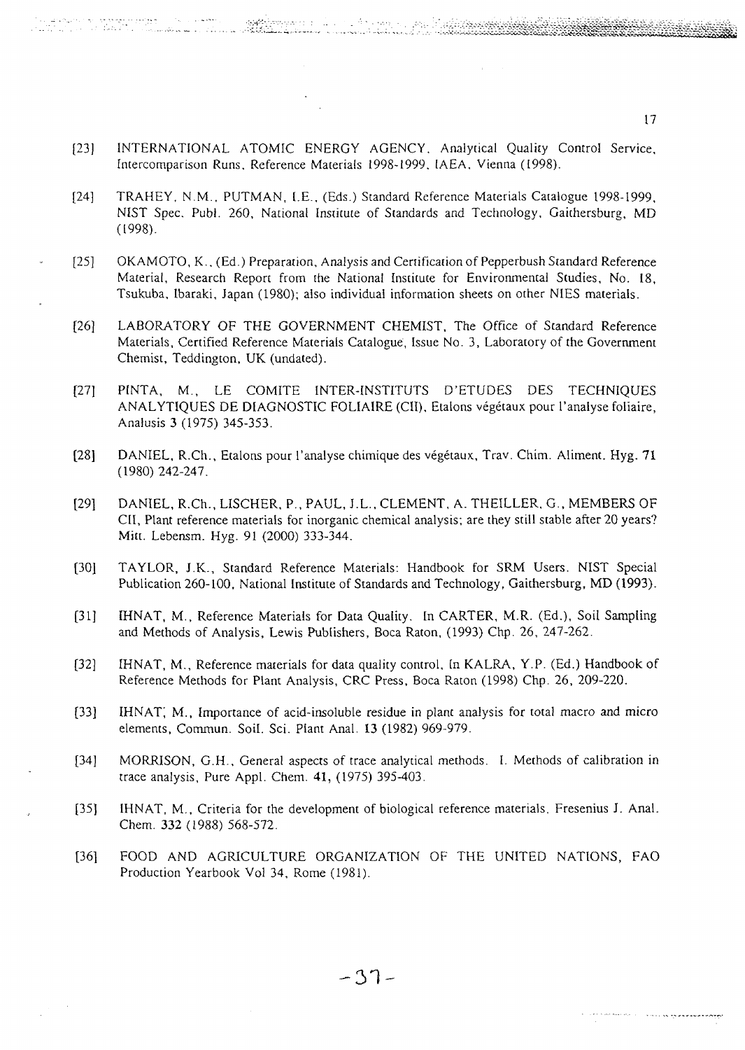[23] INTERNATIONAL ATOMIC ENERGY AGENCY, Analytical Quality Control Service, Intercomparison Runs, Reference Materials 1998-1999, IAEA, Vienna (1998).

[24] TRAHEY, N.M., PUTMAN, I.E., (Eds.) Standard Reference Materials Catalogue 1998-1999, NIST Spec. Publ. 260, National Institute of Standards and Technology, Gaithersburg, MD (1998).

[25] OKAMOTO, K., (Ed.) Preparation, Analysis and Certification of Pepperbush Standard Reference Material, Research Report from the National Institute for Environmental Studies, No. 18, Tsukuba, Ibaraki, Japan (1980); also individual information sheets on other NIES materials.

[26] LABORATORY OF THE GOVERNMENT CHEMIST, The Office of Standard Reference Materials, Certified Reference Materials Catalogue, Issue No. 3, Laboratory of the Government Chemist, Teddington, UK (undated).

[27] PINTA, M., LE COMITE INTER-INSTITUTS D'ETUDES DES TECHNIQUES ANALYTIQUES DE DIAGNOSTIC FOLIAIRE (CII), Etalons végétaux pour l'analyse foliaire, Analusis **3** (1975) 345-353.

[28] DANIEL, R.Ch., Etalons pour l'analyse chimique des végétaux, Trav. Chim. Aliment. Hyg. **71** (1980) 242-247.

[29] DANIEL, R.Ch., LISCHER, P., PAUL, J.L., CLEMENT, A. THEILLER, G., MEMBERS OF CII, Plant reference materials for inorganic chemical analysis; are they still stable after 20 years? Mitt. Lebensm. Hyg. 91 (2000) 333-344.

[30] TAYLOR, J.K., Standard Reference Materials: Handbook for SRM Users. NIST Special Publication 260-100, National Institute of Standards and Technology, Gaithersburg, MD (1993).

[31] IHNAT, M., Reference Materials for Data Quality. In CARTER, M.R. (Ed.), Soil Sampling and Methods of Analysis, Lewis Publishers, Boca Raton, (1993) Chp. 26, 247-262.

[32] IHNAT, M., Reference materials for data quality control, In KALRA, Y.P. (Ed.) Handbook of Reference Methods for Plant Analysis, CRC Press, Boca Raton (1998) Chp. 26, 209-220.

[33] IHNAT, M., Importance of acid-insoluble residue in plant analysis for total macro and micro elements, Commun. Soil. Sci. Plant Anal. **13** (1982) 969-979.

[34] MORRISON, G.H., General aspects of trace analytical methods. I. Methods of calibration in trace analysis, Pure Appl. Chem. **41**, (1975) 395-403.

[35] IHNAT, M., Criteria for the development of biological reference materials. Fresenius J. Anal. Chem. **332** (1988) 568-572.

[36] FOOD AND AGRICULTURE ORGANIZATION OF THE UNITED NATIONS, FAO Production Yearbook Vol 34, Rome (1981).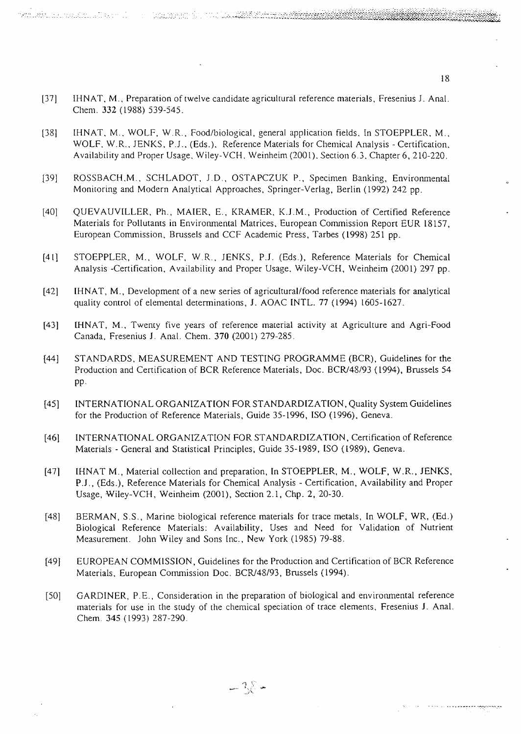[37] IHNAT, M., Preparation of twelve candidate agricultural reference materials, Fresenius J. Anal. Chem. **332** (1988) 539-545.

[38] IHNAT, M., WOLF, W.R., Food/biological, general application fields. In STOEPPLER, M., WOLF, W.R., JENKS, P.J., (Eds.), Reference Materials for Chemical Analysis - Certification, Availability and Proper Usage, Wiley-VCH, Weinheim (2001), Section 6.3, Chapter 6, 210-220.

[39] ROSSBACH,M., SCHLADOT, J.D., OSTAPCZUK P., Specimen Banking, Environmental Monitoring and Modern Analytical Approaches, Springer-Verlag, Berlin (1992) 242 pp.

[40] QUEVAUVILLER, Ph., MAIER, E., KRAMER, K.J.M., Production of Certified Reference Materials for Pollutants in Environmental Matrices, European Commission Report EUR 18157, European Commission, Brussels and CCF Academic Press, Tarbes (1998) 251 pp.

[41] STOEPPLER, M., WOLF, W.R., JENKS, P.J. (Eds.), Reference Materials for Chemical Analysis -Certification, Availability and Proper Usage, Wiley-VCH, Weinheim (2001) 297 pp.

[42] IHNAT, M., Development of a new series of agricultural/food reference materials for analytical quality control of elemental determinations, J. AOAC INTL. **77** (1994) 1605-1627.

[43] IHNAT, M., Twenty five years of reference material activity at Agriculture and Agri-Food Canada, Fresenius J. Anal. Chem. **370** (2001) 279-285.

[44] STANDARDS, MEASUREMENT AND TESTING PROGRAMME (BCR), Guidelines for the Production and Certification of BCR Reference Materials, Doc. BCR/48/93 (1994), Brussels 54 pp.

[45] INTERNATIONAL ORGANIZATION FOR STANDARDIZATION, Quality System Guidelines for the Production of Reference Materials, Guide 35-1996, ISO (1996), Geneva.

[46] INTERNATIONAL ORGANIZATION FOR STANDARDIZATION, Certification of Reference Materials - General and Statistical Principles, Guide 35-1989, ISO (1989), Geneva.

[47] IHNAT M., Material collection and preparation, In STOEPPLER, M., WOLF, W.R., JENKS, P.J., (Eds.), Reference Materials for Chemical Analysis - Certification, Availability and Proper Usage, Wiley-VCH, Weinheim (2001), Section 2.1, Chp. 2, 20-30.

[48] BERMAN, S.S., Marine biological reference materials for trace metals, In WOLF, WR, (Ed.) Biological Reference Materials: Availability, Uses and Need for Validation of Nutrient Measurement. John Wiley and Sons Inc., New York (1985) 79-88.

[49] EUROPEAN COMMISSION, Guidelines for the Production and Certification of BCR Reference Materials, European Commission Doc. BCR/48/93, Brussels (1994).

[50] GARDINER, P.E., Consideration in the preparation of biological and environmental reference materials for use in the study of the chemical speciation of trace elements, Fresenius J. Anal. Chem. **345** (1993) 287-290.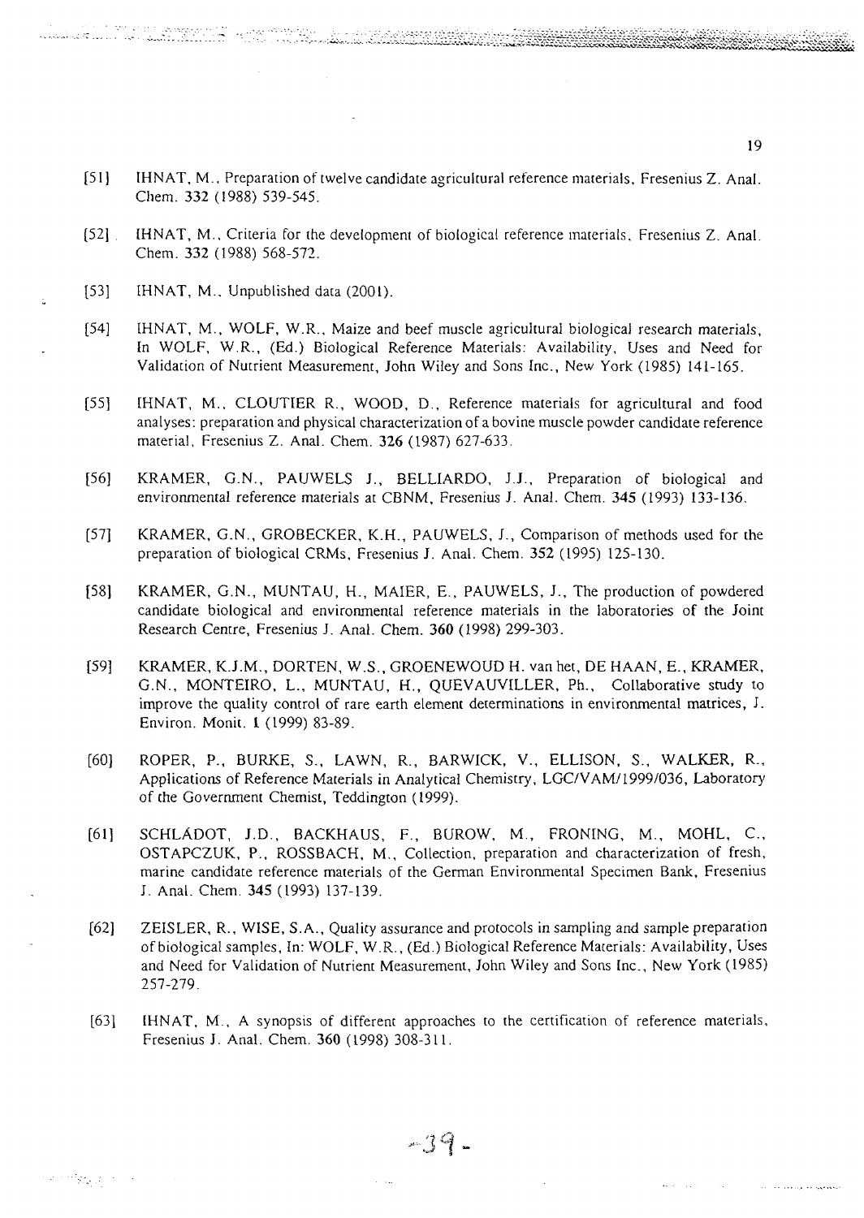[51] IHNAT, M., Preparation of twelve candidate agricultural reference materials, Fresenius Z. Anal. Chem. **332** (1988) 539-545.

[52] IHNAT, M., Criteria for the development of biological reference materials, Fresenius Z. Anal. Chem. **332** (1988) 568-572.

[53] IHNAT, M., Unpublished data (2001).

[54] IHNAT, M., WOLF, W.R., Maize and beef muscle agricultural biological research materials, In WOLF, W.R., (Ed.) Biological Reference Materials: Availability, Uses and Need for Validation of Nutrient Measurement, John Wiley and Sons Inc., New York (1985) 141-165.

[55] IHNAT, M., CLOUTIER R., WOOD, D., Reference materials for agricultural and food analyses: preparation and physical characterization of a bovine muscle powder candidate reference material, Fresenius Z. Anal. Chem. **326** (1987) 627-633.

[56] KRAMER, G.N., PAUWELS J., BELLIARDO, J.J., Preparation of biological and environmental reference materials at CBNM, Fresenius J. Anal. Chem. **345** (1993) 133-136.

[57] KRAMER, G.N., GROBECKER, K.H., PAUWELS, J., Comparison of methods used for the preparation of biological CRMs, Fresenius J. Anal. Chem. **352** (1995) 125-130.

[58] KRAMER, G.N., MUNTAU, H., MAIER, E., PAUWELS, J., The production of powdered candidate biological and environmental reference materials in the laboratories of the Joint Research Centre, Fresenius J. Anal. Chem. **360** (1998) 299-303.

[59] KRAMER, K.J.M., DORTEN, W.S., GROENEWOUD H. van het, DE HAAN, E., KRAMER, G.N., MONTEIRO, L., MUNTAU, H., QUEVAUVILLER, Ph., Collaborative study to improve the quality control of rare earth element determinations in environmental matrices, J. Environ. Monit. **1** (1999) 83-89.

[60] ROPER, P., BURKE, S., LAWN, R., BARWICK, V., ELLISON, S., WALKER, R., Applications of Reference Materials in Analytical Chemistry, LGC/VAM/1999/036, Laboratory of the Government Chemist, Teddington (1999).

[61] SCHLÄDOT, J.D., BACKHAUS, F., BUROW, M., FRONING, M., MOHL, C., OSTAPCZUK, P., ROSSBACH, M., Collection, preparation and characterization of fresh, marine candidate reference materials of the German Environmental Specimen Bank, Fresenius J. Anal. Chem. **345** (1993) 137-139.

[62] ZEISLER, R., WISE, S.A., Quality assurance and protocols in sampling and sample preparation of biological samples, In: WOLF, W.R., (Ed.) Biological Reference Materials: Availability, Uses and Need for Validation of Nutrient Measurement, John Wiley and Sons Inc., New York (1985) 257-279.

[63] IHNAT, M., A synopsis of different approaches to the certification of reference materials, Fresenius J. Anal. Chem. **360** (1998) 308-311.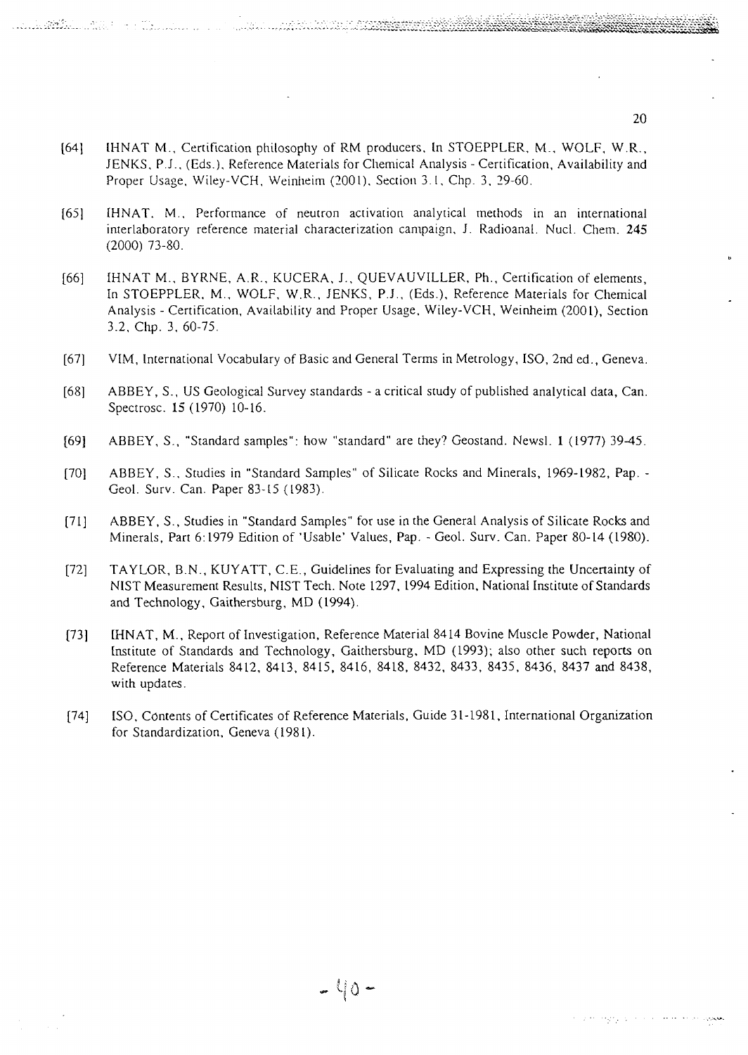[64] IHNAT M., Certification philosophy of RM producers, In STOEPPLER, M., WOLF, W.R., JENKS, P.J., (Eds.), Reference Materials for Chemical Analysis - Certification, Availability and Proper Usage, Wiley-VCH, Weinheim (2001), Section 3.1, Chp. 3, 29-60.

[65] IHNAT, M., Performance of neutron activation analytical methods in an international interlaboratory reference material characterization campaign, J. Radioanal. Nucl. Chem. **245** (2000) 73-80.

[66] IHNAT M., BYRNE, A.R., KUCERA, J., QUEVAUVILLER, Ph., Certification of elements, In STOEPPLER, M., WOLF, W.R., JENKS, P.J., (Eds.), Reference Materials for Chemical Analysis - Certification, Availability and Proper Usage, Wiley-VCH, Weinheim (2001), Section 3.2, Chp. 3, 60-75.

[67] VIM, International Vocabulary of Basic and General Terms in Metrology, ISO, 2nd ed., Geneva.

[68] ABBEY, S., US Geological Survey standards - a critical study of published analytical data, Can. Spectrosc. **15** (1970) 10-16.

[69] ABBEY, S., "Standard samples": how "standard" are they? Geostand. Newsl. **1** (1977) 39-45.

[70] ABBEY, S., Studies in "Standard Samples" of Silicate Rocks and Minerals, 1969-1982, Pap. - Geol. Surv. Can. Paper 83-15 (1983).

[71] ABBEY, S., Studies in "Standard Samples" for use in the General Analysis of Silicate Rocks and Minerals, Part 6:1979 Edition of 'Usable' Values, Pap. - Geol. Surv. Can. Paper 80-14 (1980).

[72] TAYLOR, B.N., KUYATT, C.E., Guidelines for Evaluating and Expressing the Uncertainty of NIST Measurement Results, NIST Tech. Note 1297, 1994 Edition, National Institute of Standards and Technology, Gaithersburg, MD (1994).

[73] IHNAT, M., Report of Investigation, Reference Material 8414 Bovine Muscle Powder, National Institute of Standards and Technology, Gaithersburg, MD (1993); also other such reports on Reference Materials 8412, 8413, 8415, 8416, 8418, 8432, 8433, 8435, 8436, 8437 and 8438, with updates.

[74] ISO, Contents of Certificates of Reference Materials, Guide 31-1981, International Organization for Standardization, Geneva (1981).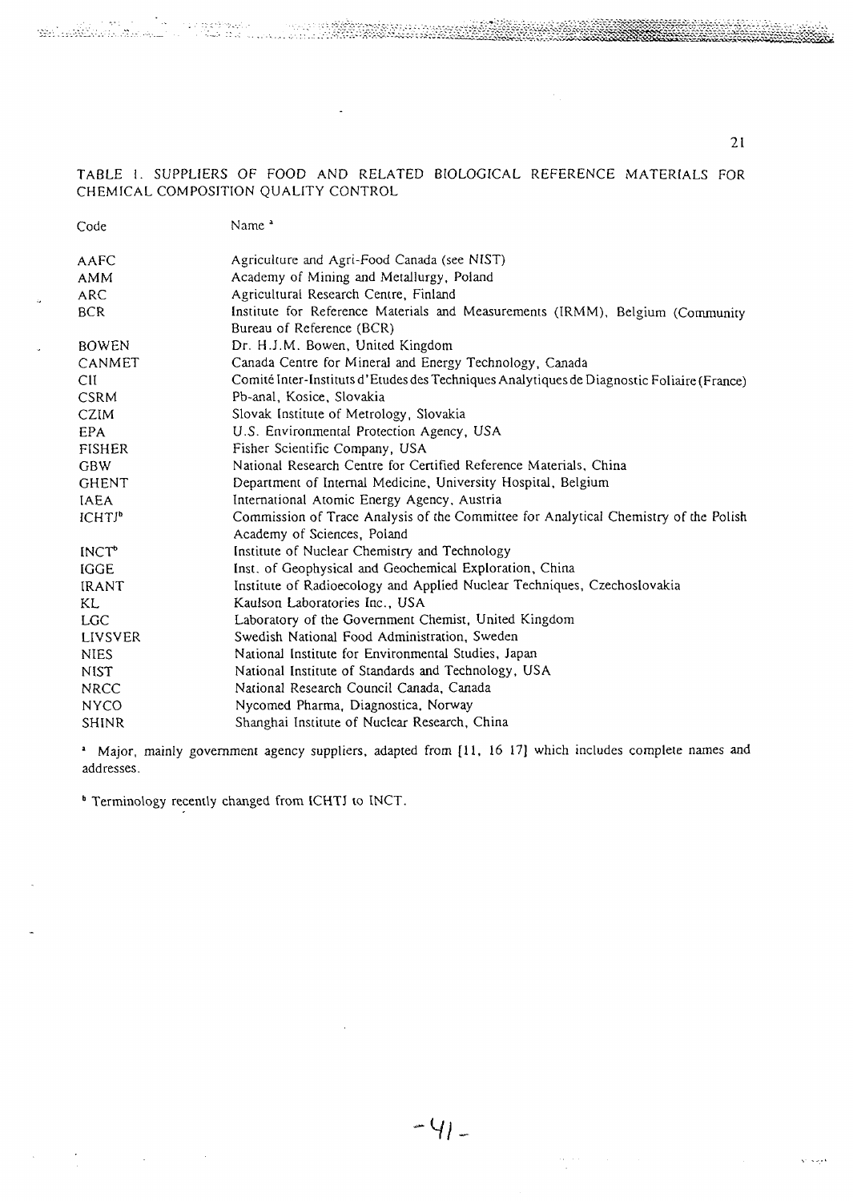TABLE 1. SUPPLIERS OF FOOD AND RELATED BIOLOGICAL REFERENCE MATERIALS FOR CHEMICAL COMPOSITION QUALITY CONTROL

| Code | Name [a] |
|---|---|
| AAFC | Agriculture and Agri-Food Canada (see NIST) |
| AMM | Academy of Mining and Metallurgy, Poland |
| ARC | Agricultural Research Centre, Finland |
| BCR | Institute for Reference Materials and Measurements (IRMM), Belgium (Community Bureau of Reference (BCR) |
| BOWEN | Dr. H.J.M. Bowen, United Kingdom |
| CANMET | Canada Centre for Mineral and Energy Technology, Canada |
| CII | Comité Inter-Instituts d'Etudes des Techniques Analytiques de Diagnostic Foliaire (France) |
| CSRM | Pb-anal, Kosice, Slovakia |
| CZIM | Slovak Institute of Metrology, Slovakia |
| EPA | U.S. Environmental Protection Agency, USA |
| FISHER | Fisher Scientific Company, USA |
| GBW | National Research Centre for Certified Reference Materials, China |
| GHENT | Department of Internal Medicine, University Hospital, Belgium |
| IAEA | International Atomic Energy Agency, Austria |
| ICHTJ[b] | Commission of Trace Analysis of the Committee for Analytical Chemistry of the Polish Academy of Sciences, Poland |
| INCT[b] | Institute of Nuclear Chemistry and Technology |
| IGGE | Inst. of Geophysical and Geochemical Exploration, China |
| IRANT | Institute of Radioecology and Applied Nuclear Techniques, Czechoslovakia |
| KL | Kaulson Laboratories Inc., USA |
| LGC | Laboratory of the Government Chemist, United Kingdom |
| LIVSVER | Swedish National Food Administration, Sweden |
| NIES | National Institute for Environmental Studies, Japan |
| NIST | National Institute of Standards and Technology, USA |
| NRCC | National Research Council Canada, Canada |
| NYCO | Nycomed Pharma, Diagnostica, Norway |
| SHINR | Shanghai Institute of Nuclear Research, China |

[a] Major, mainly government agency suppliers, adapted from [11, 16 17] which includes complete names and addresses.

[b] Terminology recently changed from ICHTJ to INCT.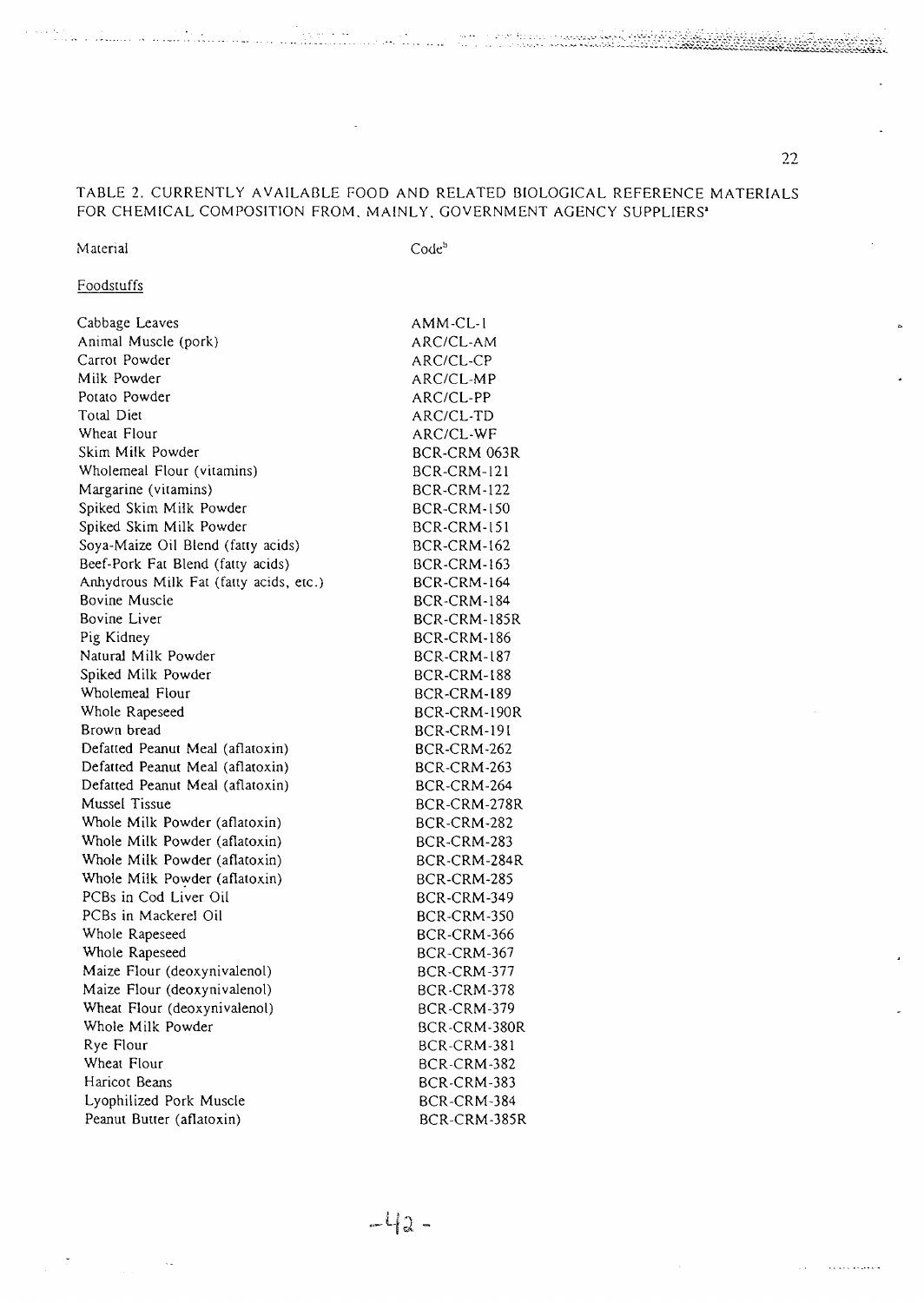TABLE 2. CURRENTLY AVAILABLE FOOD AND RELATED BIOLOGICAL REFERENCE MATERIALS FOR CHEMICAL COMPOSITION FROM, MAINLY, GOVERNMENT AGENCY SUPPLIERS[a]

| Material | Code[b] |
|---|---|
| Foodstuffs | |
| Cabbage Leaves | AMM-CL-1 |
| Animal Muscle (pork) | ARC/CL-AM |
| Carrot Powder | ARC/CL-CP |
| Milk Powder | ARC/CL-MP |
| Potato Powder | ARC/CL-PP |
| Total Diet | ARC/CL-TD |
| Wheat Flour | ARC/CL-WF |
| Skim Milk Powder | BCR-CRM 063R |
| Wholemeal Flour (vitamins) | BCR-CRM-121 |
| Margarine (vitamins) | BCR-CRM-122 |
| Spiked Skim Milk Powder | BCR-CRM-150 |
| Spiked Skim Milk Powder | BCR-CRM-151 |
| Soya-Maize Oil Blend (fatty acids) | BCR-CRM-162 |
| Beef-Pork Fat Blend (fatty acids) | BCR-CRM-163 |
| Anhydrous Milk Fat (fatty acids, etc.) | BCR-CRM-164 |
| Bovine Muscle | BCR-CRM-184 |
| Bovine Liver | BCR-CRM-185R |
| Pig Kidney | BCR-CRM-186 |
| Natural Milk Powder | BCR-CRM-187 |
| Spiked Milk Powder | BCR-CRM-188 |
| Wholemeal Flour | BCR-CRM-189 |
| Whole Rapeseed | BCR-CRM-190R |
| Brown bread | BCR-CRM-191 |
| Defatted Peanut Meal (aflatoxin) | BCR-CRM-262 |
| Defatted Peanut Meal (aflatoxin) | BCR-CRM-263 |
| Defatted Peanut Meal (aflatoxin) | BCR-CRM-264 |
| Mussel Tissue | BCR-CRM-278R |
| Whole Milk Powder (aflatoxin) | BCR-CRM-282 |
| Whole Milk Powder (aflatoxin) | BCR-CRM-283 |
| Whole Milk Powder (aflatoxin) | BCR-CRM-284R |
| Whole Milk Powder (aflatoxin) | BCR-CRM-285 |
| PCBs in Cod Liver Oil | BCR-CRM-349 |
| PCBs in Mackerel Oil | BCR-CRM-350 |
| Whole Rapeseed | BCR-CRM-366 |
| Whole Rapeseed | BCR-CRM-367 |
| Maize Flour (deoxynivalenol) | BCR-CRM-377 |
| Maize Flour (deoxynivalenol) | BCR-CRM-378 |
| Wheat Flour (deoxynivalenol) | BCR-CRM-379 |
| Whole Milk Powder | BCR-CRM-380R |
| Rye Flour | BCR-CRM-381 |
| Wheat Flour | BCR-CRM-382 |
| Haricot Beans | BCR-CRM-383 |
| Lyophilized Pork Muscle | BCR-CRM-384 |
| Peanut Butter (aflatoxin) | BCR-CRM-385R |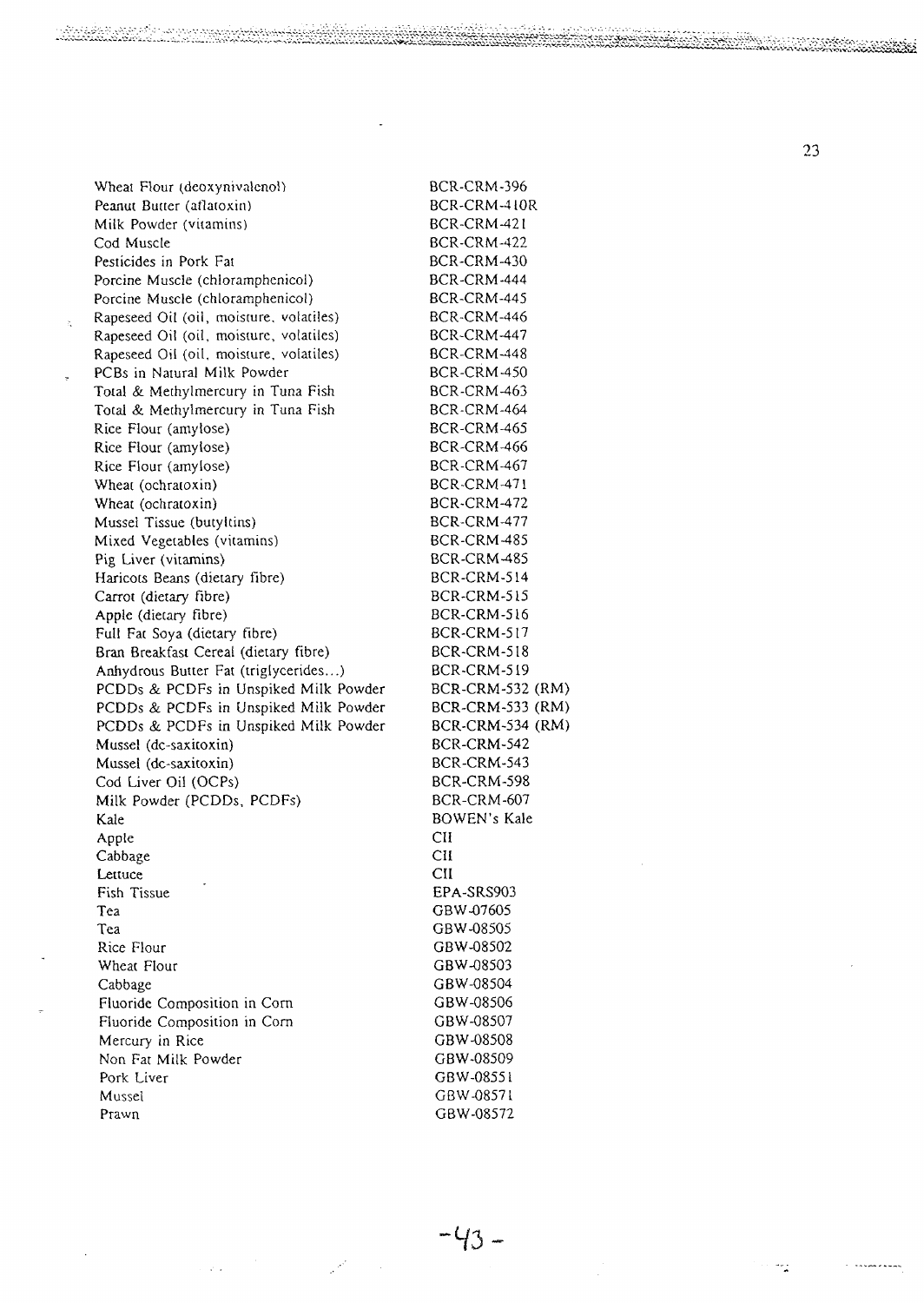| | |
|---|---|
| Wheat Flour (deoxynivalenol) | BCR-CRM-396 |
| Peanut Butter (aflatoxin) | BCR-CRM-410R |
| Milk Powder (vitamins) | BCR-CRM-421 |
| Cod Muscle | BCR-CRM-422 |
| Pesticides in Pork Fat | BCR-CRM-430 |
| Porcine Muscle (chloramphenicol) | BCR-CRM-444 |
| Porcine Muscle (chloramphenicol) | BCR-CRM-445 |
| Rapeseed Oil (oil, moisture, volatiles) | BCR-CRM-446 |
| Rapeseed Oil (oil, moisture, volatiles) | BCR-CRM-447 |
| Rapeseed Oil (oil, moisture, volatiles) | BCR-CRM-448 |
| PCBs in Natural Milk Powder | BCR-CRM-450 |
| Total & Methylmercury in Tuna Fish | BCR-CRM-463 |
| Total & Methylmercury in Tuna Fish | BCR-CRM-464 |
| Rice Flour (amylose) | BCR-CRM-465 |
| Rice Flour (amylose) | BCR-CRM-466 |
| Rice Flour (amylose) | BCR-CRM-467 |
| Wheat (ochratoxin) | BCR-CRM-471 |
| Wheat (ochratoxin) | BCR-CRM-472 |
| Mussel Tissue (butyltins) | BCR-CRM-477 |
| Mixed Vegetables (vitamins) | BCR-CRM-485 |
| Pig Liver (vitamins) | BCR-CRM-485 |
| Haricots Beans (dietary fibre) | BCR-CRM-514 |
| Carrot (dietary fibre) | BCR-CRM-515 |
| Apple (dietary fibre) | BCR-CRM-516 |
| Full Fat Soya (dietary fibre) | BCR-CRM-517 |
| Bran Breakfast Cereal (dietary fibre) | BCR-CRM-518 |
| Anhydrous Butter Fat (triglycerides...) | BCR-CRM-519 |
| PCDDs & PCDFs in Unspiked Milk Powder | BCR-CRM-532 (RM) |
| PCDDs & PCDFs in Unspiked Milk Powder | BCR-CRM-533 (RM) |
| PCDDs & PCDFs in Unspiked Milk Powder | BCR-CRM-534 (RM) |
| Mussel (dc-saxitoxin) | BCR-CRM-542 |
| Mussel (dc-saxitoxin) | BCR-CRM-543 |
| Cod Liver Oil (OCPs) | BCR-CRM-598 |
| Milk Powder (PCDDs, PCDFs) | BCR-CRM-607 |
| Kale | BOWEN's Kale |
| Apple | CII |
| Cabbage | CII |
| Lettuce | CII |
| Fish Tissue | EPA-SRS903 |
| Tea | GBW-07605 |
| Tea | GBW-08505 |
| Rice Flour | GBW-08502 |
| Wheat Flour | GBW-08503 |
| Cabbage | GBW-08504 |
| Fluoride Composition in Corn | GBW-08506 |
| Fluoride Composition in Corn | GBW-08507 |
| Mercury in Rice | GBW-08508 |
| Non Fat Milk Powder | GBW-08509 |
| Pork Liver | GBW-08551 |
| Mussel | GBW-08571 |
| Prawn | GBW-08572 |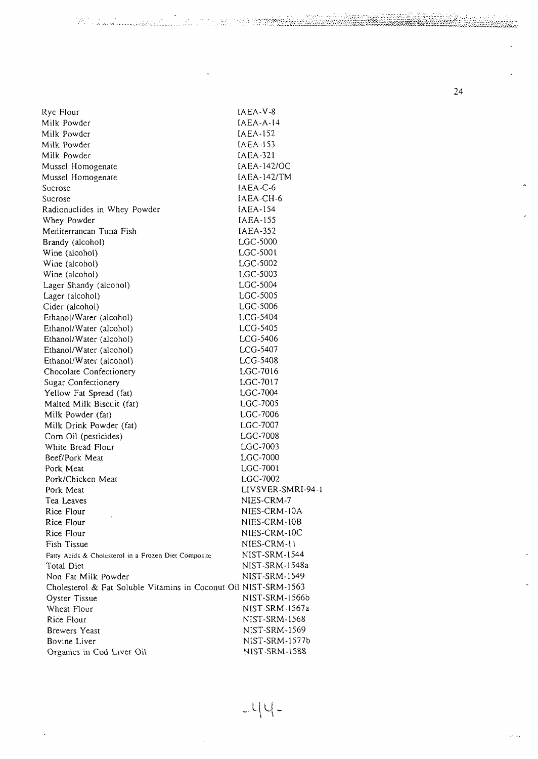| | |
|---|---|
| Rye Flour | IAEA-V-8 |
| Milk Powder | IAEA-A-14 |
| Milk Powder | IAEA-152 |
| Milk Powder | IAEA-153 |
| Milk Powder | IAEA-321 |
| Mussel Homogenate | IAEA-142/OC |
| Mussel Homogenate | IAEA-142/TM |
| Sucrose | IAEA-C-6 |
| Sucrose | IAEA-CH-6 |
| Radionuclides in Whey Powder | IAEA-154 |
| Whey Powder | IAEA-155 |
| Mediterranean Tuna Fish | IAEA-352 |
| Brandy (alcohol) | LGC-5000 |
| Wine (alcohol) | LGC-5001 |
| Wine (alcohol) | LGC-5002 |
| Wine (alcohol) | LGC-5003 |
| Lager Shandy (alcohol) | LGC-5004 |
| Lager (alcohol) | LGC-5005 |
| Cider (alcohol) | LGC-5006 |
| Ethanol/Water (alcohol) | LCG-5404 |
| Ethanol/Water (alcohol) | LCG-5405 |
| Ethanol/Water (alcohol) | LCG-5406 |
| Ethanol/Water (alcohol) | LCG-5407 |
| Ethanol/Water (alcohol) | LCG-5408 |
| Chocolate Confectionery | LGC-7016 |
| Sugar Confectionery | LGC-7017 |
| Yellow Fat Spread (fat) | LGC-7004 |
| Malted Milk Biscuit (fat) | LGC-7005 |
| Milk Powder (fat) | LGC-7006 |
| Milk Drink Powder (fat) | LGC-7007 |
| Corn Oil (pesticides) | LGC-7008 |
| White Bread Flour | LGC-7003 |
| Beef/Pork Meat | LGC-7000 |
| Pork Meat | LGC-7001 |
| Pork/Chicken Meat | LGC-7002 |
| Pork Meat | LIVSVER-SMRI-94-1 |
| Tea Leaves | NIES-CRM-7 |
| Rice Flour | NIES-CRM-10A |
| Rice Flour | NIES-CRM-10B |
| Rice Flour | NIES-CRM-10C |
| Fish Tissue | NIES-CRM-11 |
| Fatty Acids & Cholesterol in a Frozen Diet Composite | NIST-SRM-1544 |
| Total Diet | NIST-SRM-1548a |
| Non Fat Milk Powder | NIST-SRM-1549 |
| Cholesterol & Fat Soluble Vitamins in Coconut Oil | NIST-SRM-1563 |
| Oyster Tissue | NIST-SRM-1566b |
| Wheat Flour | NIST-SRM-1567a |
| Rice Flour | NIST-SRM-1568 |
| Brewers Yeast | NIST-SRM-1569 |
| Bovine Liver | NIST-SRM-1577b |
| Organics in Cod Liver Oil | NIST-SRM-1588 |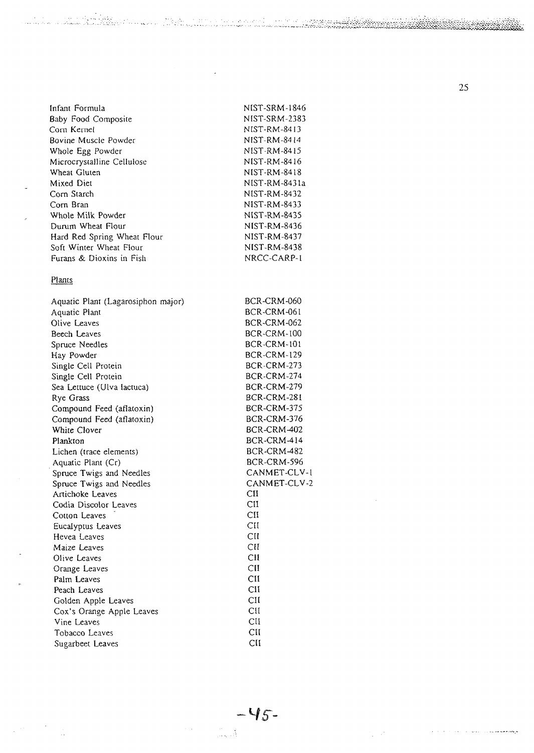| | |
|---|---|
| Infant Formula | NIST-SRM-1846 |
| Baby Food Composite | NIST-SRM-2383 |
| Corn Kernel | NIST-RM-8413 |
| Bovine Muscle Powder | NIST-RM-8414 |
| Whole Egg Powder | NIST-RM-8415 |
| Microcrystalline Cellulose | NIST-RM-8416 |
| Wheat Gluten | NIST-RM-8418 |
| Mixed Diet | NIST-RM-8431a |
| Corn Starch | NIST-RM-8432 |
| Corn Bran | NIST-RM-8433 |
| Whole Milk Powder | NIST-RM-8435 |
| Durum Wheat Flour | NIST-RM-8436 |
| Hard Red Spring Wheat Flour | NIST-RM-8437 |
| Soft Winter Wheat Flour | NIST-RM-8438 |
| Furans & Dioxins in Fish | NRCC-CARP-1 |

Plants

| | |
|---|---|
| Aquatic Plant (Lagarosiphon major) | BCR-CRM-060 |
| Aquatic Plant | BCR-CRM-061 |
| Olive Leaves | BCR-CRM-062 |
| Beech Leaves | BCR-CRM-100 |
| Spruce Needles | BCR-CRM-101 |
| Hay Powder | BCR-CRM-129 |
| Single Cell Protein | BCR-CRM-273 |
| Single Cell Protein | BCR-CRM-274 |
| Sea Lettuce (Ulva lactuca) | BCR-CRM-279 |
| Rye Grass | BCR-CRM-281 |
| Compound Feed (aflatoxin) | BCR-CRM-375 |
| Compound Feed (aflatoxin) | BCR-CRM-376 |
| White Clover | BCR-CRM-402 |
| Plankton | BCR-CRM-414 |
| Lichen (trace elements) | BCR-CRM-482 |
| Aquatic Plant (Cr) | BCR-CRM-596 |
| Spruce Twigs and Needles | CANMET-CLV-1 |
| Spruce Twigs and Needles | CANMET-CLV-2 |
| Artichoke Leaves | CII |
| Codia Discolor Leaves | CII |
| Cotton Leaves | CII |
| Eucalyptus Leaves | CII |
| Hevea Leaves | CII |
| Maize Leaves | CII |
| Olive Leaves | CII |
| Orange Leaves | CII |
| Palm Leaves | CII |
| Peach Leaves | CII |
| Golden Apple Leaves | CII |
| Cox's Orange Apple Leaves | CII |
| Vine Leaves | CII |
| Tobacco Leaves | CII |
| Sugarbeet Leaves | CII |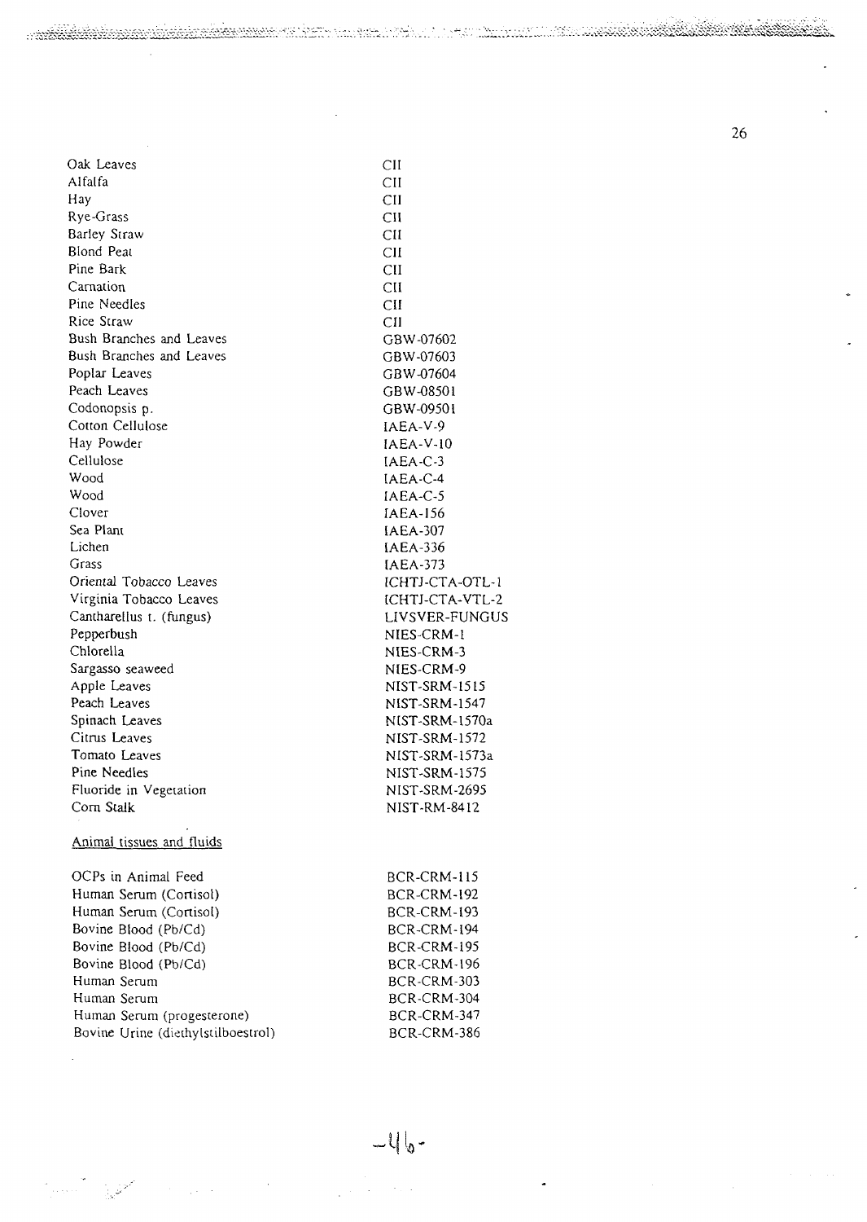| | |
|---|---|
| Oak Leaves | CII |
| Alfalfa | CII |
| Hay | CII |
| Rye-Grass | CII |
| Barley Straw | CII |
| Blond Peat | CII |
| Pine Bark | CII |
| Carnation | CII |
| Pine Needles | CII |
| Rice Straw | CII |
| Bush Branches and Leaves | GBW-07602 |
| Bush Branches and Leaves | GBW-07603 |
| Poplar Leaves | GBW-07604 |
| Peach Leaves | GBW-08501 |
| Codonopsis p. | GBW-09501 |
| Cotton Cellulose | IAEA-V-9 |
| Hay Powder | IAEA-V-10 |
| Cellulose | IAEA-C-3 |
| Wood | IAEA-C-4 |
| Wood | IAEA-C-5 |
| Clover | IAEA-156 |
| Sea Plant | IAEA-307 |
| Lichen | IAEA-336 |
| Grass | IAEA-373 |
| Oriental Tobacco Leaves | ICHTJ-CTA-OTL-1 |
| Virginia Tobacco Leaves | ICHTJ-CTA-VTL-2 |
| Cantharellus t. (fungus) | LIVSVER-FUNGUS |
| Pepperbush | NIES-CRM-1 |
| Chlorella | NIES-CRM-3 |
| Sargasso seaweed | NIES-CRM-9 |
| Apple Leaves | NIST-SRM-1515 |
| Peach Leaves | NIST-SRM-1547 |
| Spinach Leaves | NIST-SRM-1570a |
| Citrus Leaves | NIST-SRM-1572 |
| Tomato Leaves | NIST-SRM-1573a |
| Pine Needles | NIST-SRM-1575 |
| Fluoride in Vegetation | NIST-SRM-2695 |
| Corn Stalk | NIST-RM-8412 |

Animal tissues and fluids

| | |
|---|---|
| OCPs in Animal Feed | BCR-CRM-115 |
| Human Serum (Cortisol) | BCR-CRM-192 |
| Human Serum (Cortisol) | BCR-CRM-193 |
| Bovine Blood (Pb/Cd) | BCR-CRM-194 |
| Bovine Blood (Pb/Cd) | BCR-CRM-195 |
| Bovine Blood (Pb/Cd) | BCR-CRM-196 |
| Human Serum | BCR-CRM-303 |
| Human Serum | BCR-CRM-304 |
| Human Serum (progesterone) | BCR-CRM-347 |
| Bovine Urine (diethylstilboestrol) | BCR-CRM-386 |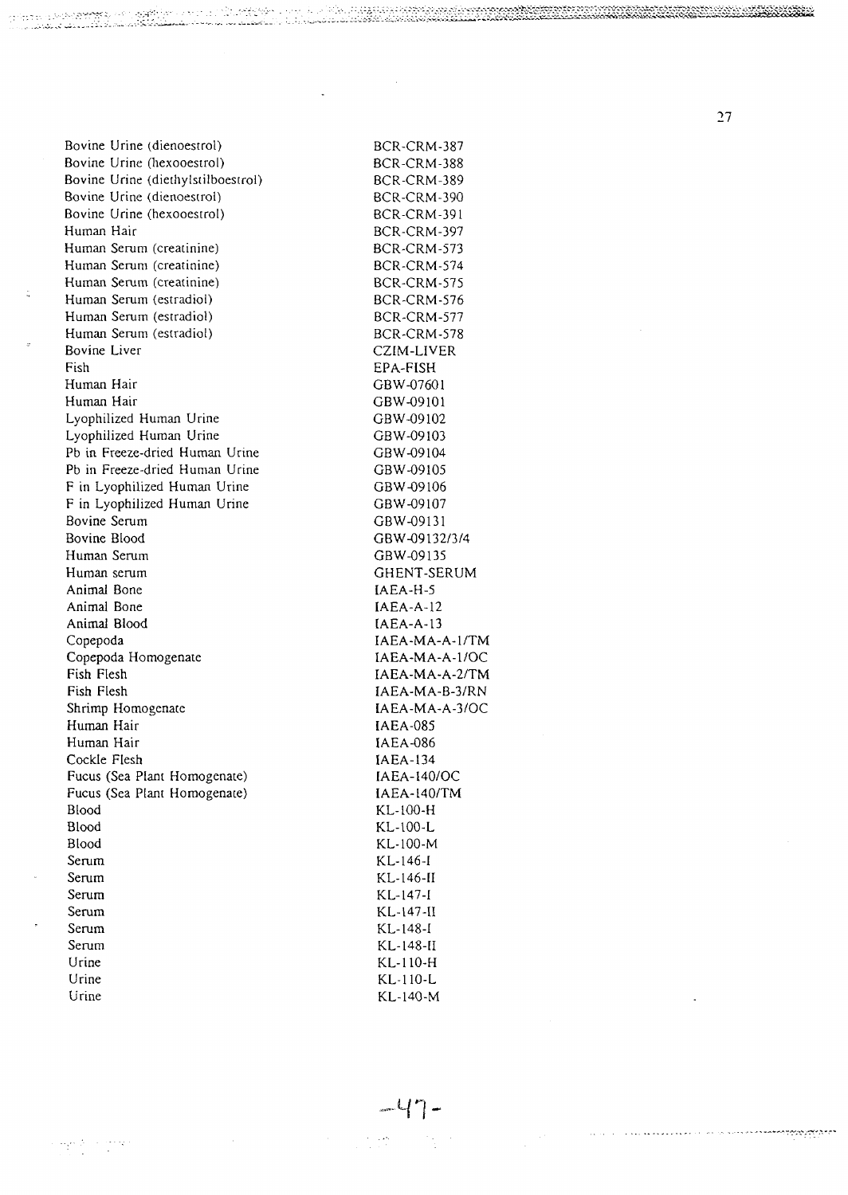| | |
|---|---|
| Bovine Urine (dienoestrol) | BCR-CRM-387 |
| Bovine Urine (hexooestrol) | BCR-CRM-388 |
| Bovine Urine (diethylstilboestrol) | BCR-CRM-389 |
| Bovine Urine (dienoestrol) | BCR-CRM-390 |
| Bovine Urine (hexooestrol) | BCR-CRM-391 |
| Human Hair | BCR-CRM-397 |
| Human Serum (creatinine) | BCR-CRM-573 |
| Human Serum (creatinine) | BCR-CRM-574 |
| Human Serum (creatinine) | BCR-CRM-575 |
| Human Serum (estradiol) | BCR-CRM-576 |
| Human Serum (estradiol) | BCR-CRM-577 |
| Human Serum (estradiol) | BCR-CRM-578 |
| Bovine Liver | CZIM-LIVER |
| Fish | EPA-FISH |
| Human Hair | GBW-07601 |
| Human Hair | GBW-09101 |
| Lyophilized Human Urine | GBW-09102 |
| Lyophilized Human Urine | GBW-09103 |
| Pb in Freeze-dried Human Urine | GBW-09104 |
| Pb in Freeze-dried Human Urine | GBW-09105 |
| F in Lyophilized Human Urine | GBW-09106 |
| F in Lyophilized Human Urine | GBW-09107 |
| Bovine Serum | GBW-09131 |
| Bovine Blood | GBW-09132/3/4 |
| Human Serum | GBW-09135 |
| Human serum | GHENT-SERUM |
| Animal Bone | IAEA-H-5 |
| Animal Bone | IAEA-A-12 |
| Animal Blood | IAEA-A-13 |
| Copepoda | IAEA-MA-A-1/TM |
| Copepoda Homogenate | IAEA-MA-A-1/OC |
| Fish Flesh | IAEA-MA-A-2/TM |
| Fish Flesh | IAEA-MA-B-3/RN |
| Shrimp Homogenate | IAEA-MA-A-3/OC |
| Human Hair | IAEA-085 |
| Human Hair | IAEA-086 |
| Cockle Flesh | IAEA-134 |
| Fucus (Sea Plant Homogenate) | IAEA-140/OC |
| Fucus (Sea Plant Homogenate) | IAEA-140/TM |
| Blood | KL-100-H |
| Blood | KL-100-L |
| Blood | KL-100-M |
| Serum | KL-146-I |
| Serum | KL-146-II |
| Serum | KL-147-I |
| Serum | KL-147-II |
| Serum | KL-148-I |
| Serum | KL-148-II |
| Urine | KL-110-H |
| Urine | KL-110-L |
| Urine | KL-140-M |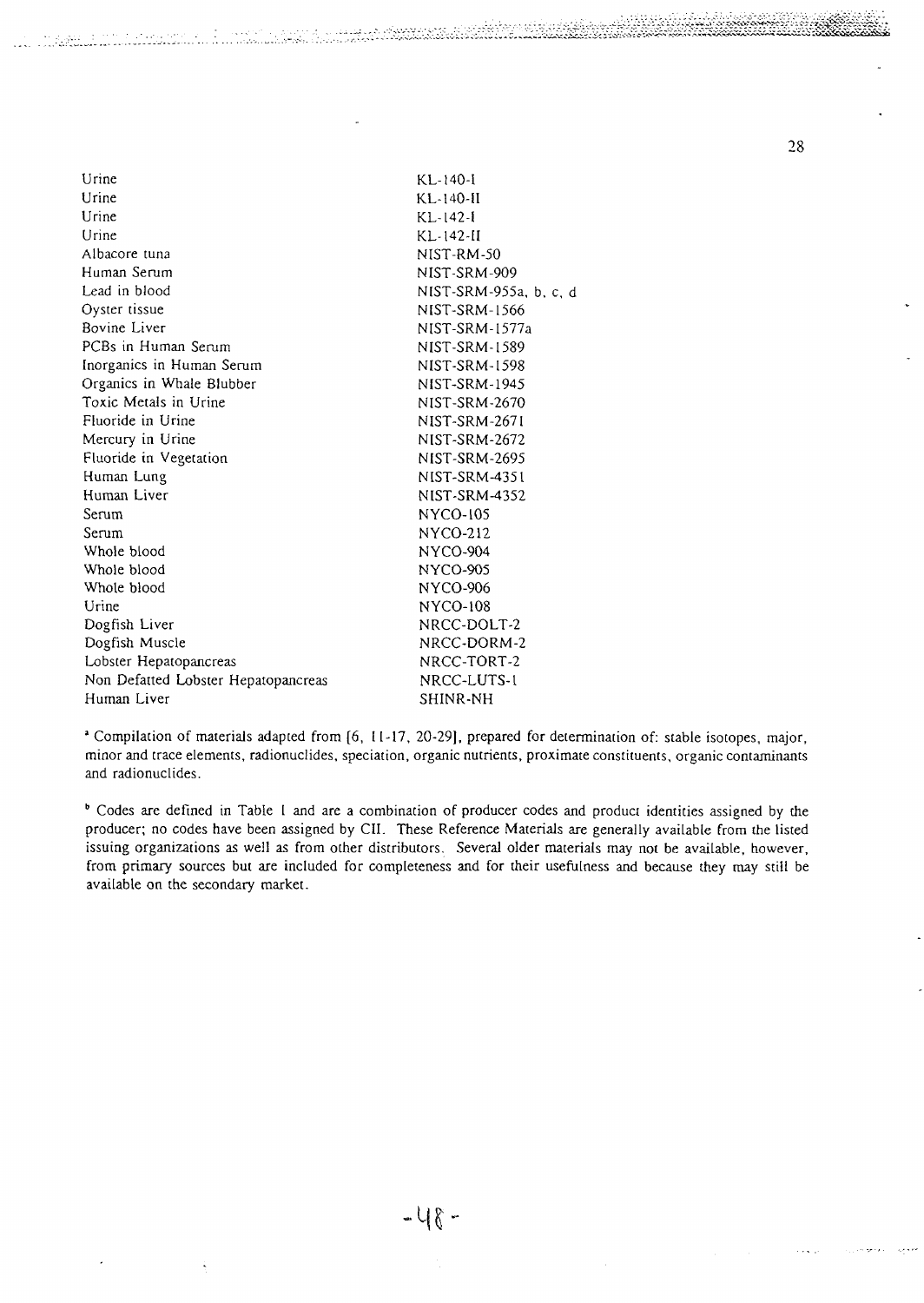| | |
|---|---|
| Urine | KL-140-I |
| Urine | KL-140-II |
| Urine | KL-142-I |
| Urine | KL-142-II |
| Albacore tuna | NIST-RM-50 |
| Human Serum | NIST-SRM-909 |
| Lead in blood | NIST-SRM-955a, b, c, d |
| Oyster tissue | NIST-SRM-1566 |
| Bovine Liver | NIST-SRM-1577a |
| PCBs in Human Serum | NIST-SRM-1589 |
| Inorganics in Human Serum | NIST-SRM-1598 |
| Organics in Whale Blubber | NIST-SRM-1945 |
| Toxic Metals in Urine | NIST-SRM-2670 |
| Fluoride in Urine | NIST-SRM-2671 |
| Mercury in Urine | NIST-SRM-2672 |
| Fluoride in Vegetation | NIST-SRM-2695 |
| Human Lung | NIST-SRM-4351 |
| Human Liver | NIST-SRM-4352 |
| Serum | NYCO-105 |
| Serum | NYCO-212 |
| Whole blood | NYCO-904 |
| Whole blood | NYCO-905 |
| Whole blood | NYCO-906 |
| Urine | NYCO-108 |
| Dogfish Liver | NRCC-DOLT-2 |
| Dogfish Muscle | NRCC-DORM-2 |
| Lobster Hepatopancreas | NRCC-TORT-2 |
| Non Defatted Lobster Hepatopancreas | NRCC-LUTS-1 |
| Human Liver | SHINR-NH |

[a] Compilation of materials adapted from [6, 11-17, 20-29], prepared for determination of: stable isotopes, major, minor and trace elements, radionuclides, speciation, organic nutrients, proximate constituents, organic contaminants and radionuclides.

[b] Codes are defined in Table 1 and are a combination of producer codes and product identities assigned by the producer; no codes have been assigned by CII. These Reference Materials are generally available from the listed issuing organizations as well as from other distributors. Several older materials may not be available, however, from primary sources but are included for completeness and for their usefulness and because they may still be available on the secondary market.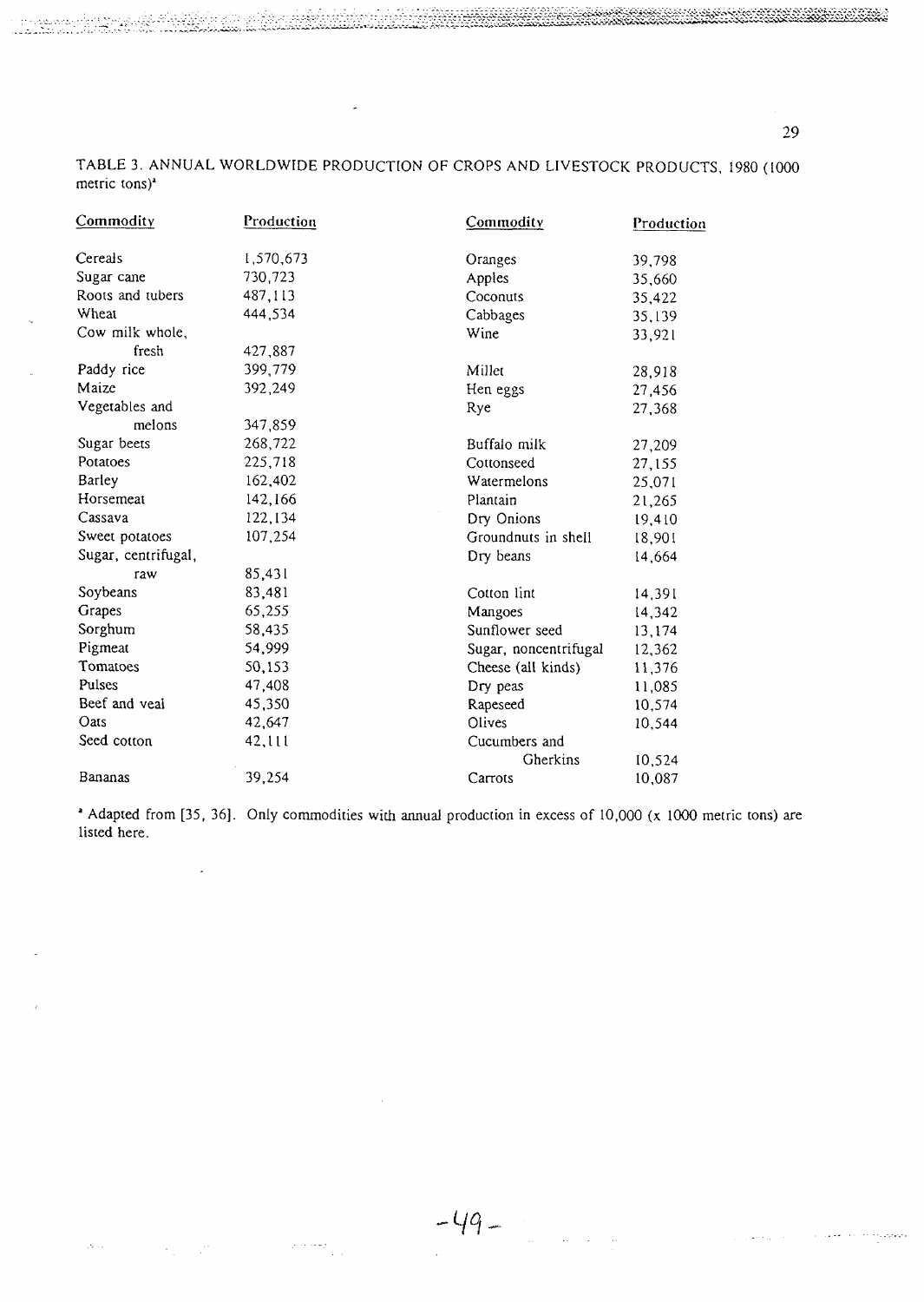TABLE 3. ANNUAL WORLDWIDE PRODUCTION OF CROPS AND LIVESTOCK PRODUCTS, 1980 (1000 metric tons)[a]

| Commodity | Production | Commodity | Production |
|---|---|---|---|
| Cereals | 1,570,673 | Oranges | 39,798 |
| Sugar cane | 730,723 | Apples | 35,660 |
| Roots and tubers | 487,113 | Coconuts | 35,422 |
| Wheat | 444,534 | Cabbages | 35,139 |
| Cow milk whole, fresh | 427,887 | Wine | 33,921 |
| Paddy rice | 399,779 | Millet | 28,918 |
| Maize | 392,249 | Hen eggs | 27,456 |
| Vegetables and melons | 347,859 | Rye | 27,368 |
| Sugar beets | 268,722 | Buffalo milk | 27,209 |
| Potatoes | 225,718 | Cottonseed | 27,155 |
| Barley | 162,402 | Watermelons | 25,071 |
| Horsemeat | 142,166 | Plantain | 21,265 |
| Cassava | 122,134 | Dry Onions | 19,410 |
| Sweet potatoes | 107,254 | Groundnuts in shell | 18,901 |
| Sugar, centrifugal, raw | 85,431 | Dry beans | 14,664 |
| Soybeans | 83,481 | Cotton lint | 14,391 |
| Grapes | 65,255 | Mangoes | 14,342 |
| Sorghum | 58,435 | Sunflower seed | 13,174 |
| Pigmeat | 54,999 | Sugar, noncentrifugal | 12,362 |
| Tomatoes | 50,153 | Cheese (all kinds) | 11,376 |
| Pulses | 47,408 | Dry peas | 11,085 |
| Beef and veal | 45,350 | Rapeseed | 10,574 |
| Oats | 42,647 | Olives | 10,544 |
| Seed cotton | 42,111 | Cucumbers and Gherkins | 10,524 |
| Bananas | 39,254 | Carrots | 10,087 |

[a] Adapted from [35, 36]. Only commodities with annual production in excess of 10,000 (x 1000 metric tons) are listed here.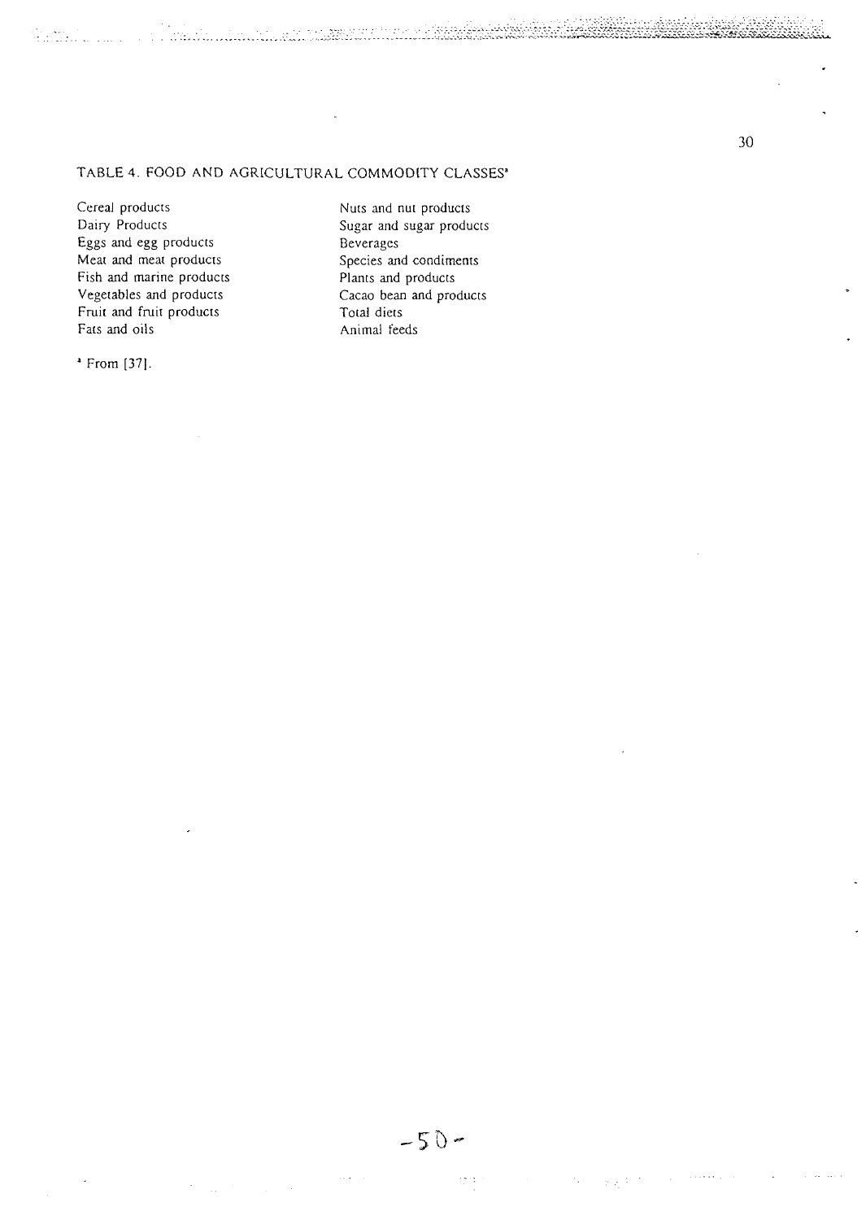TABLE 4. FOOD AND AGRICULTURAL COMMODITY CLASSES[a]

| | |
|---|---|
| Cereal products | Nuts and nut products |
| Dairy Products | Sugar and sugar products |
| Eggs and egg products | Beverages |
| Meat and meat products | Species and condiments |
| Fish and marine products | Plants and products |
| Vegetables and products | Cacao bean and products |
| Fruit and fruit products | Total diets |
| Fats and oils | Animal feeds |

[a] From [37].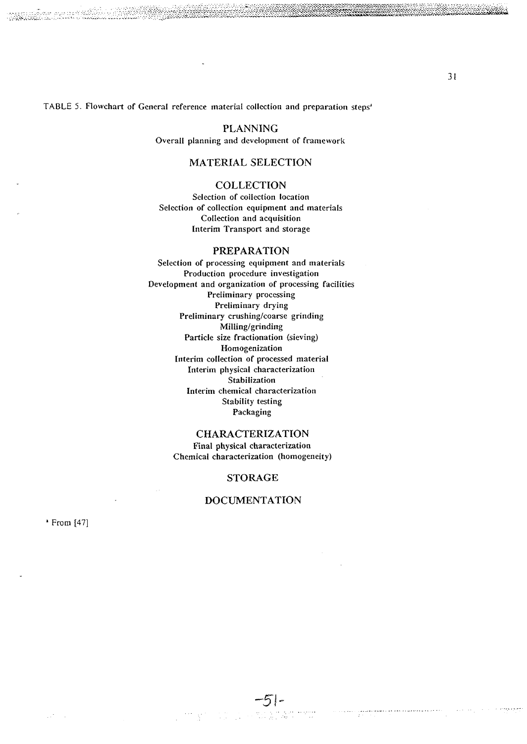TABLE 5. Flowchart of General reference material collection and preparation steps[a]

**PLANNING**

Overall planning and development of framework

**MATERIAL SELECTION**

**COLLECTION**

Selection of collection location
Selection of collection equipment and materials
Collection and acquisition
Interim Transport and storage

**PREPARATION**

Selection of processing equipment and materials
Production procedure investigation
Development and organization of processing facilities
Preliminary processing
Preliminary drying
Preliminary crushing/coarse grinding
Milling/grinding
Particle size fractionation (sieving)
Homogenization
Interim collection of processed material
Interim physical characterization
Stabilization
Interim chemical characterization
Stability testing
Packaging

**CHARACTERIZATION**

Final physical characterization
Chemical characterization (homogeneity)

**STORAGE**

**DOCUMENTATION**

[a] From [47]